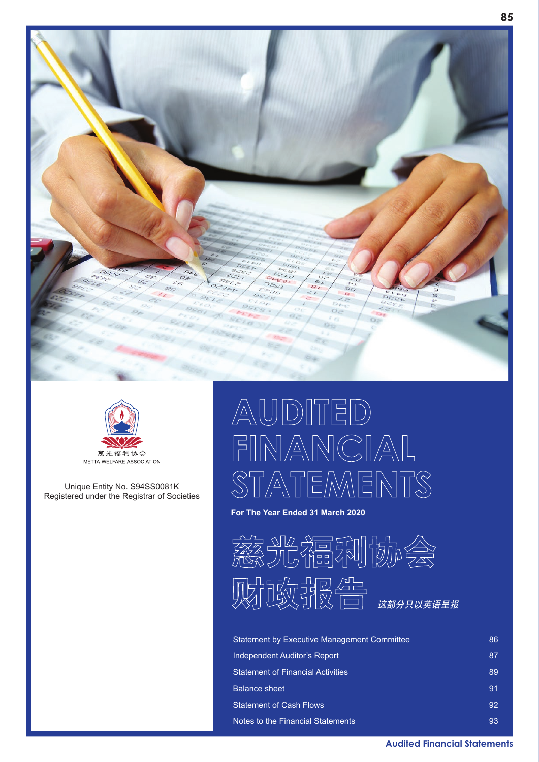慈光福利协会
METTA WELFARE ASSOCIATION

Unique Entity No. S94SS0081K
Registered under the Registrar of Societies

# AUDITED FINANCIAL STATEMENTS

**For The Year Ended 31 March 2020**

# 慈光福利协会 财政报告

*这部分只以英语呈报*

| | |
|---|---|
| Statement by Executive Management Committee | 86 |
| Independent Auditor's Report | 87 |
| Statement of Financial Activities | 89 |
| Balance sheet | 91 |
| Statement of Cash Flows | 92 |
| Notes to the Financial Statements | 93 |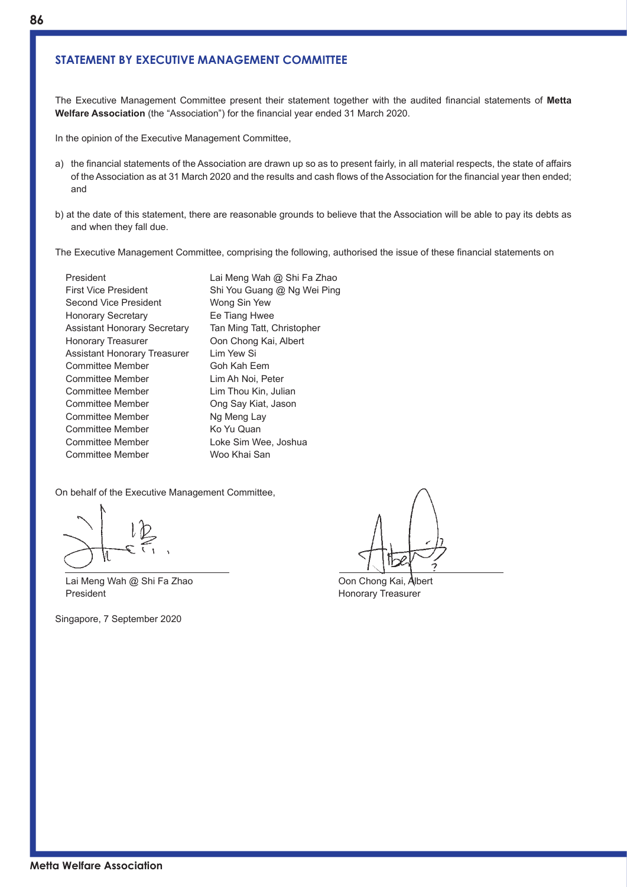## STATEMENT BY EXECUTIVE MANAGEMENT COMMITTEE

The Executive Management Committee present their statement together with the audited financial statements of **Metta Welfare Association** (the "Association") for the financial year ended 31 March 2020.

In the opinion of the Executive Management Committee,

a) the financial statements of the Association are drawn up so as to present fairly, in all material respects, the state of affairs of the Association as at 31 March 2020 and the results and cash flows of the Association for the financial year then ended; and

b) at the date of this statement, there are reasonable grounds to believe that the Association will be able to pay its debts as and when they fall due.

The Executive Management Committee, comprising the following, authorised the issue of these financial statements on

| | |
|---|---|
| President | Lai Meng Wah @ Shi Fa Zhao |
| First Vice President | Shi You Guang @ Ng Wei Ping |
| Second Vice President | Wong Sin Yew |
| Honorary Secretary | Ee Tiang Hwee |
| Assistant Honorary Secretary | Tan Ming Tatt, Christopher |
| Honorary Treasurer | Oon Chong Kai, Albert |
| Assistant Honorary Treasurer | Lim Yew Si |
| Committee Member | Goh Kah Eem |
| Committee Member | Lim Ah Noi, Peter |
| Committee Member | Lim Thou Kin, Julian |
| Committee Member | Ong Say Kiat, Jason |
| Committee Member | Ng Meng Lay |
| Committee Member | Ko Yu Quan |
| Committee Member | Loke Sim Wee, Joshua |
| Committee Member | Woo Khai San |

On behalf of the Executive Management Committee,

Lai Meng Wah @ Shi Fa Zhao
President

Oon Chong Kai, Albert
Honorary Treasurer

Singapore, 7 September 2020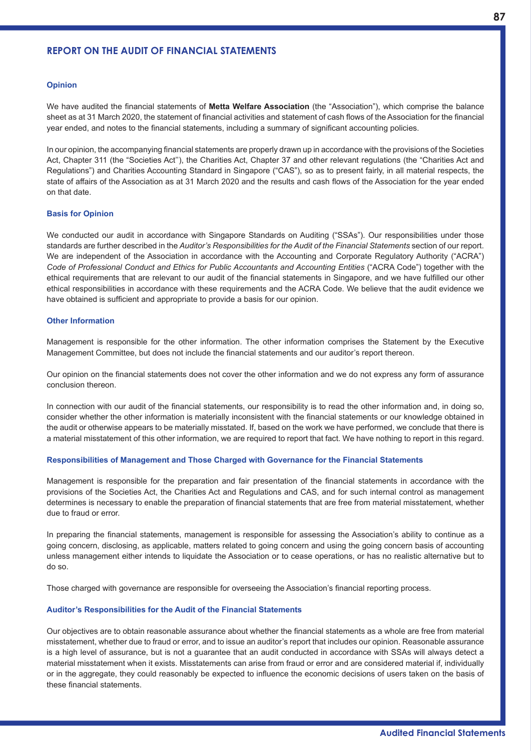## REPORT ON THE AUDIT OF FINANCIAL STATEMENTS

### Opinion

We have audited the financial statements of **Metta Welfare Association** (the "Association"), which comprise the balance sheet as at 31 March 2020, the statement of financial activities and statement of cash flows of the Association for the financial year ended, and notes to the financial statements, including a summary of significant accounting policies.

In our opinion, the accompanying financial statements are properly drawn up in accordance with the provisions of the Societies Act, Chapter 311 (the "Societies Act''), the Charities Act, Chapter 37 and other relevant regulations (the "Charities Act and Regulations") and Charities Accounting Standard in Singapore ("CAS"), so as to present fairly, in all material respects, the state of affairs of the Association as at 31 March 2020 and the results and cash flows of the Association for the year ended on that date.

### Basis for Opinion

We conducted our audit in accordance with Singapore Standards on Auditing ("SSAs"). Our responsibilities under those standards are further described in the *Auditor's Responsibilities for the Audit of the Financial Statements* section of our report. We are independent of the Association in accordance with the Accounting and Corporate Regulatory Authority ("ACRA") *Code of Professional Conduct and Ethics for Public Accountants and Accounting Entities* ("ACRA Code") together with the ethical requirements that are relevant to our audit of the financial statements in Singapore, and we have fulfilled our other ethical responsibilities in accordance with these requirements and the ACRA Code. We believe that the audit evidence we have obtained is sufficient and appropriate to provide a basis for our opinion.

### Other Information

Management is responsible for the other information. The other information comprises the Statement by the Executive Management Committee, but does not include the financial statements and our auditor's report thereon.

Our opinion on the financial statements does not cover the other information and we do not express any form of assurance conclusion thereon.

In connection with our audit of the financial statements, our responsibility is to read the other information and, in doing so, consider whether the other information is materially inconsistent with the financial statements or our knowledge obtained in the audit or otherwise appears to be materially misstated. If, based on the work we have performed, we conclude that there is a material misstatement of this other information, we are required to report that fact. We have nothing to report in this regard.

### Responsibilities of Management and Those Charged with Governance for the Financial Statements

Management is responsible for the preparation and fair presentation of the financial statements in accordance with the provisions of the Societies Act, the Charities Act and Regulations and CAS, and for such internal control as management determines is necessary to enable the preparation of financial statements that are free from material misstatement, whether due to fraud or error.

In preparing the financial statements, management is responsible for assessing the Association's ability to continue as a going concern, disclosing, as applicable, matters related to going concern and using the going concern basis of accounting unless management either intends to liquidate the Association or to cease operations, or has no realistic alternative but to do so.

Those charged with governance are responsible for overseeing the Association's financial reporting process.

### Auditor's Responsibilities for the Audit of the Financial Statements

Our objectives are to obtain reasonable assurance about whether the financial statements as a whole are free from material misstatement, whether due to fraud or error, and to issue an auditor's report that includes our opinion. Reasonable assurance is a high level of assurance, but is not a guarantee that an audit conducted in accordance with SSAs will always detect a material misstatement when it exists. Misstatements can arise from fraud or error and are considered material if, individually or in the aggregate, they could reasonably be expected to influence the economic decisions of users taken on the basis of these financial statements.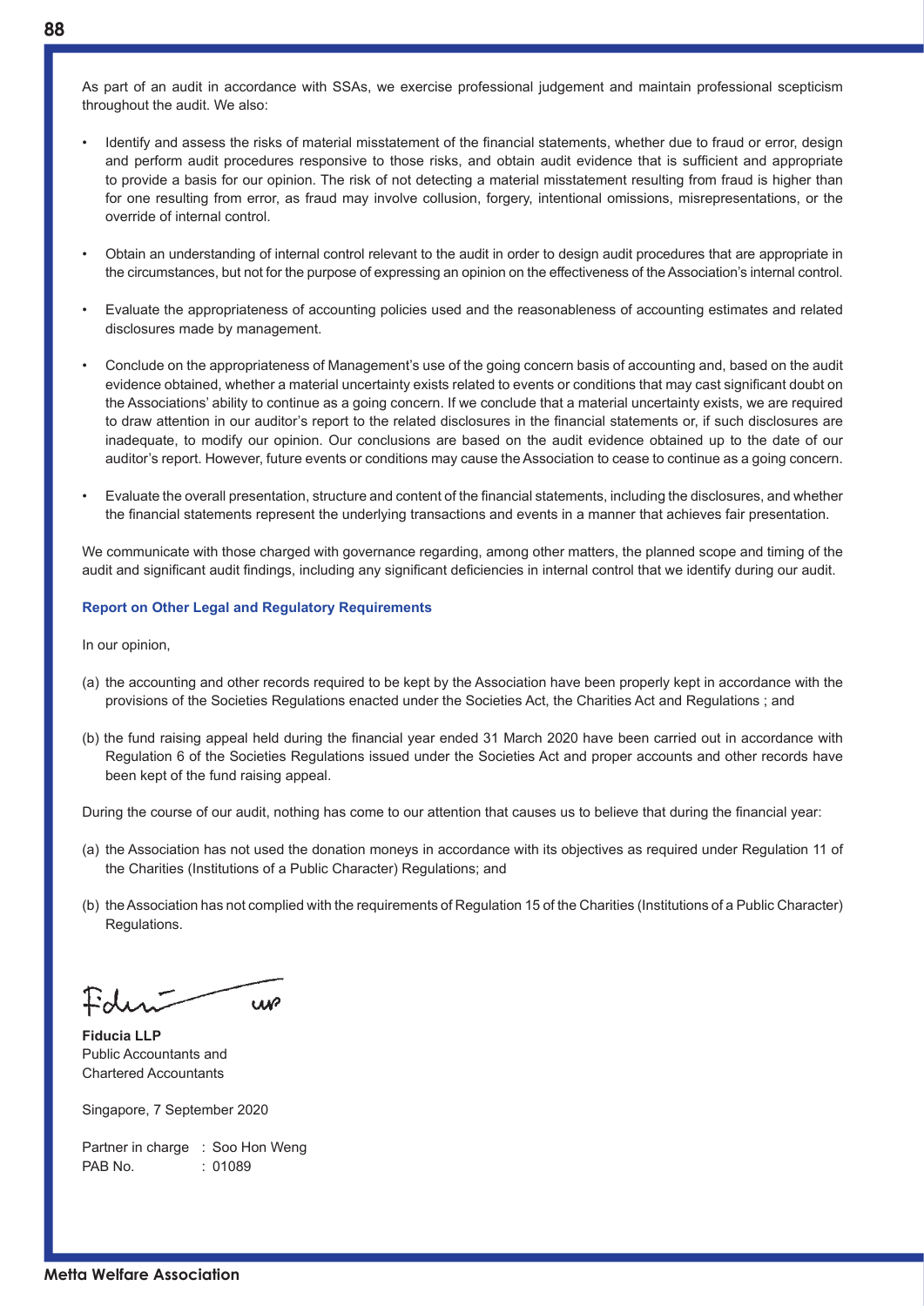As part of an audit in accordance with SSAs, we exercise professional judgement and maintain professional scepticism throughout the audit. We also:

- Identify and assess the risks of material misstatement of the financial statements, whether due to fraud or error, design and perform audit procedures responsive to those risks, and obtain audit evidence that is sufficient and appropriate to provide a basis for our opinion. The risk of not detecting a material misstatement resulting from fraud is higher than for one resulting from error, as fraud may involve collusion, forgery, intentional omissions, misrepresentations, or the override of internal control.

- Obtain an understanding of internal control relevant to the audit in order to design audit procedures that are appropriate in the circumstances, but not for the purpose of expressing an opinion on the effectiveness of the Association's internal control.

- Evaluate the appropriateness of accounting policies used and the reasonableness of accounting estimates and related disclosures made by management.

- Conclude on the appropriateness of Management's use of the going concern basis of accounting and, based on the audit evidence obtained, whether a material uncertainty exists related to events or conditions that may cast significant doubt on the Associations' ability to continue as a going concern. If we conclude that a material uncertainty exists, we are required to draw attention in our auditor's report to the related disclosures in the financial statements or, if such disclosures are inadequate, to modify our opinion. Our conclusions are based on the audit evidence obtained up to the date of our auditor's report. However, future events or conditions may cause the Association to cease to continue as a going concern.

- Evaluate the overall presentation, structure and content of the financial statements, including the disclosures, and whether the financial statements represent the underlying transactions and events in a manner that achieves fair presentation.

We communicate with those charged with governance regarding, among other matters, the planned scope and timing of the audit and significant audit findings, including any significant deficiencies in internal control that we identify during our audit.

### Report on Other Legal and Regulatory Requirements

In our opinion,

(a) the accounting and other records required to be kept by the Association have been properly kept in accordance with the provisions of the Societies Regulations enacted under the Societies Act, the Charities Act and Regulations ; and

(b) the fund raising appeal held during the financial year ended 31 March 2020 have been carried out in accordance with Regulation 6 of the Societies Regulations issued under the Societies Act and proper accounts and other records have been kept of the fund raising appeal.

During the course of our audit, nothing has come to our attention that causes us to believe that during the financial year:

(a) the Association has not used the donation moneys in accordance with its objectives as required under Regulation 11 of the Charities (Institutions of a Public Character) Regulations; and

(b) the Association has not complied with the requirements of Regulation 15 of the Charities (Institutions of a Public Character) Regulations.

**Fiducia LLP**
Public Accountants and
Chartered Accountants

Singapore, 7 September 2020

Partner in charge : Soo Hon Weng
PAB No. : 01089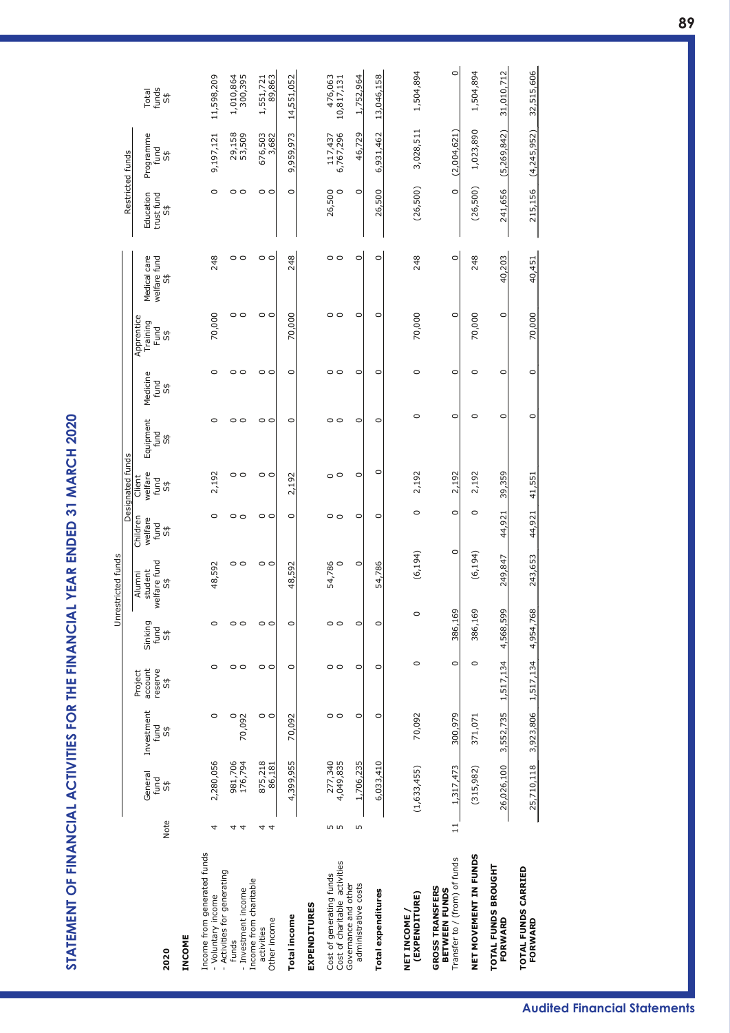# STATEMENT OF FINANCIAL ACTIVITIES FOR THE FINANCIAL YEAR ENDED 31 MARCH 2020

| 2020 | Note | Unrestricted funds | | | | | | | | | | | Restricted funds | | |
|---|---|---|---|---|---|---|---|---|---|---|---|---|---|---|---|
| | | | | | | | Designated funds | | | | | | | | |
| | | General fund S$ | Investment fund S$ | Project account reserve S$ | Sinking fund S$ | Alumni student welfare fund S$ | Children welfare fund S$ | Client welfare fund S$ | Equipment fund S$ | Medicine fund S$ | Apprentice Training Fund S$ | Medical care welfare fund S$ | Education trust fund S$ | Programme fund S$ | Total funds S$ |
| **INCOME** | | | | | | | | | | | | | | | |
| Income from generated funds | | | | | | | | | | | | | | | |
| - Voluntary income | 4 | 2,280,056 | 0 | 0 | 0 | 48,592 | 0 | 2,192 | 0 | 0 | 70,000 | 248 | 0 | 9,197,121 | 11,598,209 |
| - Activities for generating funds | 4 | 981,706 | 0 | 0 | 0 | 0 | 0 | 0 | 0 | 0 | 0 | 0 | 0 | 29,158 | 1,010,864 |
| - Investment income | 4 | 176,794 | 70,092 | 0 | 0 | 0 | 0 | 0 | 0 | 0 | 0 | 0 | 0 | 53,509 | 300,395 |
| Income from charitable activities | 4 | 875,218 | 0 | 0 | 0 | 0 | 0 | 0 | 0 | 0 | 0 | 0 | 0 | 676,503 | 1,551,721 |
| Other income | 4 | 86,181 | 0 | 0 | 0 | 0 | 0 | 0 | 0 | 0 | 0 | 0 | 0 | 3,682 | 89,863 |
| **Total income** | | 4,399,955 | 70,092 | 0 | 0 | 48,592 | 0 | 2,192 | 0 | 0 | 70,000 | 248 | 0 | 9,959,973 | 14,551,052 |
| **EXPENDITURES** | | | | | | | | | | | | | | | |
| Cost of generating funds | 5 | 277,340 | 0 | 0 | 0 | 54,786 | 0 | 0 | 0 | 0 | 0 | 0 | 26,500 | 117,437 | 476,063 |
| Cost of charitable activities | 5 | 4,049,835 | 0 | 0 | 0 | 0 | 0 | 0 | 0 | 0 | 0 | 0 | 0 | 6,767,296 | 10,817,131 |
| Governance and other administrative costs | 5 | 1,706,235 | 0 | 0 | 0 | 0 | 0 | 0 | 0 | 0 | 0 | 0 | 0 | 46,729 | 1,752,964 |
| **Total expenditures** | | 6,033,410 | 0 | 0 | 0 | 54,786 | 0 | 0 | 0 | 0 | 0 | 0 | 26,500 | 6,931,462 | 13,046,158 |
| **NET INCOME / (EXPENDITURE)** | | (1,633,455) | 70,092 | 0 | 0 | (6,194) | 0 | 2,192 | 0 | 0 | 70,000 | 248 | (26,500) | 3,028,511 | 1,504,894 |
| **GROSS TRANSFERS BETWEEN FUNDS** | | | | | | | | | | | | | | | |
| Transfer to / (from) of funds | 11 | 1,317,473 | 300,979 | 0 | 386,169 | 0 | 0 | 0 | 0 | 0 | 0 | 0 | 0 | (2,004,621) | 0 |
| **NET MOVEMENT IN FUNDS** | | (315,982) | 371,071 | 0 | 386,169 | (6,194) | 0 | 2,192 | 0 | 0 | 70,000 | 248 | (26,500) | 1,023,890 | 1,504,894 |
| **TOTAL FUNDS BROUGHT FORWARD** | | 26,026,100 | 3,552,735 | 1,517,134 | 4,568,599 | 249,847 | 44,921 | 39,359 | 0 | 0 | 0 | 40,203 | 241,656 | (5,269,842) | 31,010,712 |
| **TOTAL FUNDS CARRIED FORWARD** | | 25,710,118 | 3,923,806 | 1,517,134 | 4,954,768 | 243,653 | 44,921 | 41,551 | 0 | 0 | 70,000 | 40,451 | 215,156 | (4,245,952) | 32,515,606 |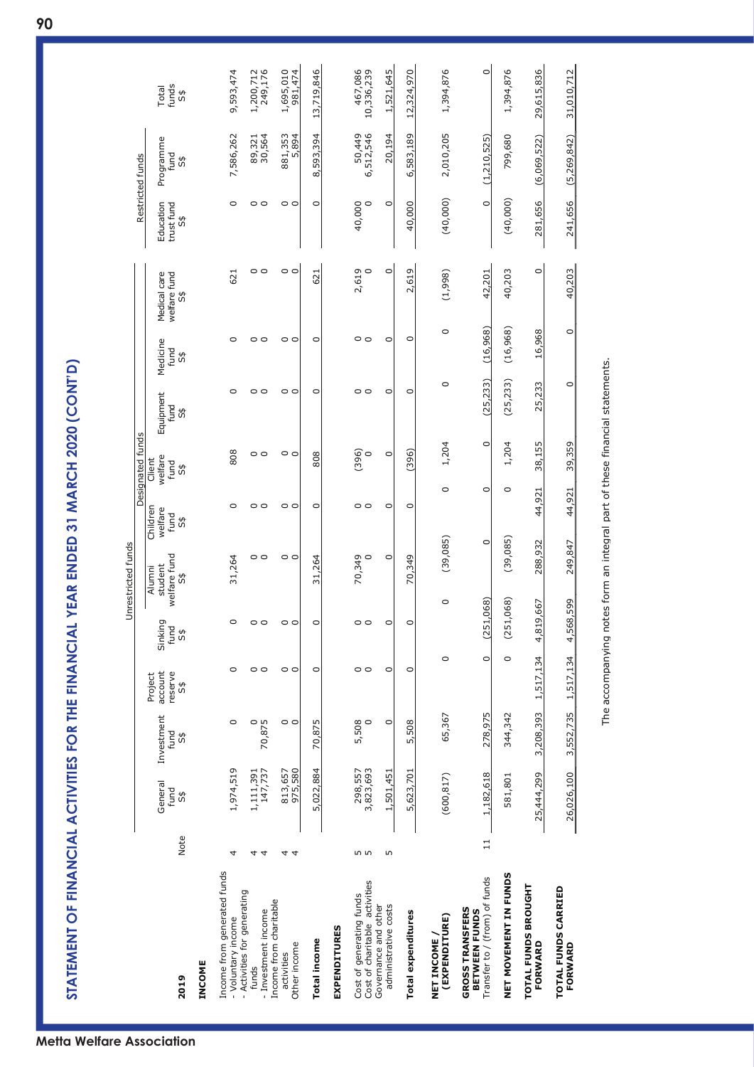# STATEMENT OF FINANCIAL ACTIVITIES FOR THE FINANCIAL YEAR ENDED 31 MARCH 2020 (CONT'D)

| 2019 | Note | Unrestricted funds | | | | | | | | | | | Restricted funds | | |
|---|---|---|---|---|---|---|---|---|---|---|---|---|---|---|---|
| | | | | | | | Designated funds | | | | | | | | |
| | | General fund S$ | Investment fund S$ | Project account reserve S$ | Sinking fund S$ | Alumni student welfare fund S$ | Children welfare fund S$ | Client welfare fund S$ | Equipment fund S$ | Medicine fund S$ | Medical care welfare fund S$ | | Education trust fund S$ | Programme fund S$ | Total funds S$ |
| **INCOME** | | | | | | | | | | | | | | | |
| Income from generated funds | | | | | | | | | | | | | | | |
| - Voluntary income | 4 | 1,974,519 | 0 | 0 | 0 | 31,264 | 0 | 808 | 0 | 0 | 621 | | 0 | 7,586,262 | 9,593,474 |
| - Activities for generating funds | 4 | 1,111,391 | 0 | 0 | 0 | 0 | 0 | 0 | 0 | 0 | 0 | | 0 | 89,321 | 1,200,712 |
| - Investment income | 4 | 147,737 | 70,875 | 0 | 0 | 0 | 0 | 0 | 0 | 0 | 0 | | 0 | 30,564 | 249,176 |
| Income from charitable activities | 4 | 813,657 | 0 | 0 | 0 | 0 | 0 | 0 | 0 | 0 | 0 | | 0 | 881,353 | 1,695,010 |
| Other income | 4 | 975,580 | 0 | 0 | 0 | 0 | 0 | 0 | 0 | 0 | 0 | | 0 | 5,894 | 981,474 |
| **Total income** | | 5,022,884 | 70,875 | 0 | 0 | 31,264 | 0 | 808 | 0 | 0 | 621 | | 0 | 8,593,394 | 13,719,846 |
| **EXPENDITURES** | | | | | | | | | | | | | | | |
| Cost of generating funds | 5 | 298,557 | 5,508 | 0 | 0 | 70,349 | 0 | (396) | 0 | 0 | 2,619 | | 40,000 | 50,449 | 467,086 |
| Cost of charitable activities | 5 | 3,823,693 | 0 | 0 | 0 | 0 | 0 | 0 | 0 | 0 | 0 | | 0 | 6,512,546 | 10,336,239 |
| Governance and other administrative costs | 5 | 1,501,451 | 0 | 0 | 0 | 0 | 0 | 0 | 0 | 0 | 0 | | 0 | 20,194 | 1,521,645 |
| **Total expenditures** | | 5,623,701 | 5,508 | 0 | 0 | 70,349 | 0 | (396) | 0 | 0 | 2,619 | | 40,000 | 6,583,189 | 12,324,970 |
| **NET INCOME / (EXPENDITURE)** | | (600,817) | 65,367 | 0 | 0 | (39,085) | 0 | 1,204 | 0 | 0 | (1,998) | | (40,000) | 2,010,205 | 1,394,876 |
| **GROSS TRANSFERS BETWEEN FUNDS** | | | | | | | | | | | | | | | |
| Transfer to / (from) of funds | 11 | 1,182,618 | 278,975 | 0 | (251,068) | 0 | 0 | 0 | (25,233) | (16,968) | 42,201 | | 0 | (1,210,525) | 0 |
| **NET MOVEMENT IN FUNDS** | | 581,801 | 344,342 | 0 | (251,068) | (39,085) | 0 | 1,204 | (25,233) | (16,968) | 40,203 | | (40,000) | 799,680 | 1,394,876 |
| **TOTAL FUNDS BROUGHT FORWARD** | | 25,444,299 | 3,208,393 | 1,517,134 | 4,819,667 | 288,932 | 44,921 | 38,155 | 25,233 | 16,968 | 0 | | 281,656 | (6,069,522) | 29,615,836 |
| **TOTAL FUNDS CARRIED FORWARD** | | 26,026,100 | 3,552,735 | 1,517,134 | 4,568,599 | 249,847 | 44,921 | 39,359 | 0 | 0 | 40,203 | | 241,656 | (5,269,842) | 31,010,712 |

The accompanying notes form an integral part of these financial statements.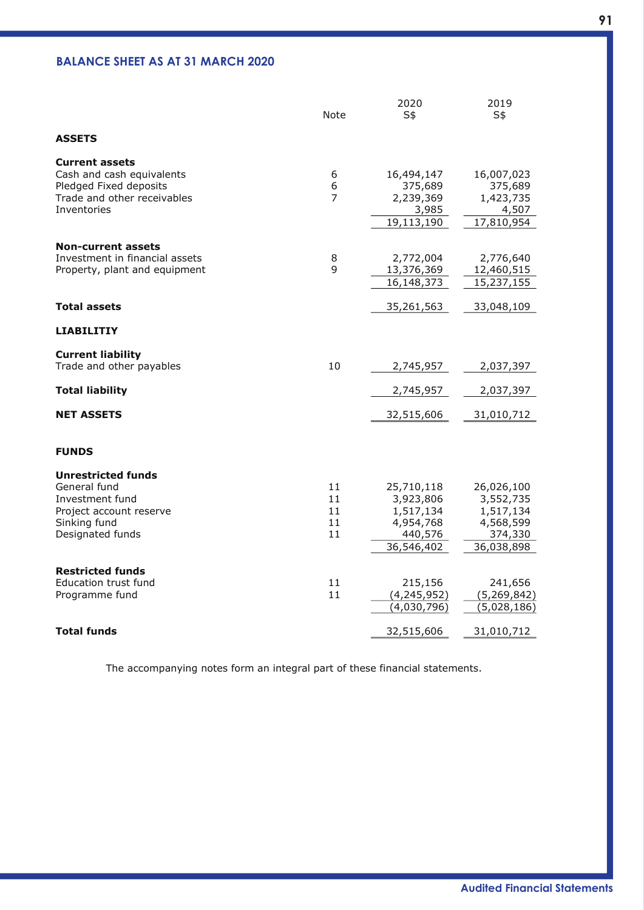## BALANCE SHEET AS AT 31 MARCH 2020

| | Note | 2020<br>S$ | 2019<br>S$ |
|---|---|---|---|
| **ASSETS** | | | |
| **Current assets** | | | |
| Cash and cash equivalents | 6 | 16,494,147 | 16,007,023 |
| Pledged Fixed deposits | 6 | 375,689 | 375,689 |
| Trade and other receivables | 7 | 2,239,369 | 1,423,735 |
| Inventories | | 3,985 | 4,507 |
| | | 19,113,190 | 17,810,954 |
| **Non-current assets** | | | |
| Investment in financial assets | 8 | 2,772,004 | 2,776,640 |
| Property, plant and equipment | 9 | 13,376,369 | 12,460,515 |
| | | 16,148,373 | 15,237,155 |
| **Total assets** | | 35,261,563 | 33,048,109 |
| **LIABILITIY** | | | |
| **Current liability** | | | |
| Trade and other payables | 10 | 2,745,957 | 2,037,397 |
| **Total liability** | | 2,745,957 | 2,037,397 |
| **NET ASSETS** | | 32,515,606 | 31,010,712 |
| **FUNDS** | | | |
| **Unrestricted funds** | | | |
| General fund | 11 | 25,710,118 | 26,026,100 |
| Investment fund | 11 | 3,923,806 | 3,552,735 |
| Project account reserve | 11 | 1,517,134 | 1,517,134 |
| Sinking fund | 11 | 4,954,768 | 4,568,599 |
| Designated funds | 11 | 440,576 | 374,330 |
| | | 36,546,402 | 36,038,898 |
| **Restricted funds** | | | |
| Education trust fund | 11 | 215,156 | 241,656 |
| Programme fund | 11 | (4,245,952) | (5,269,842) |
| | | (4,030,796) | (5,028,186) |
| **Total funds** | | 32,515,606 | 31,010,712 |

The accompanying notes form an integral part of these financial statements.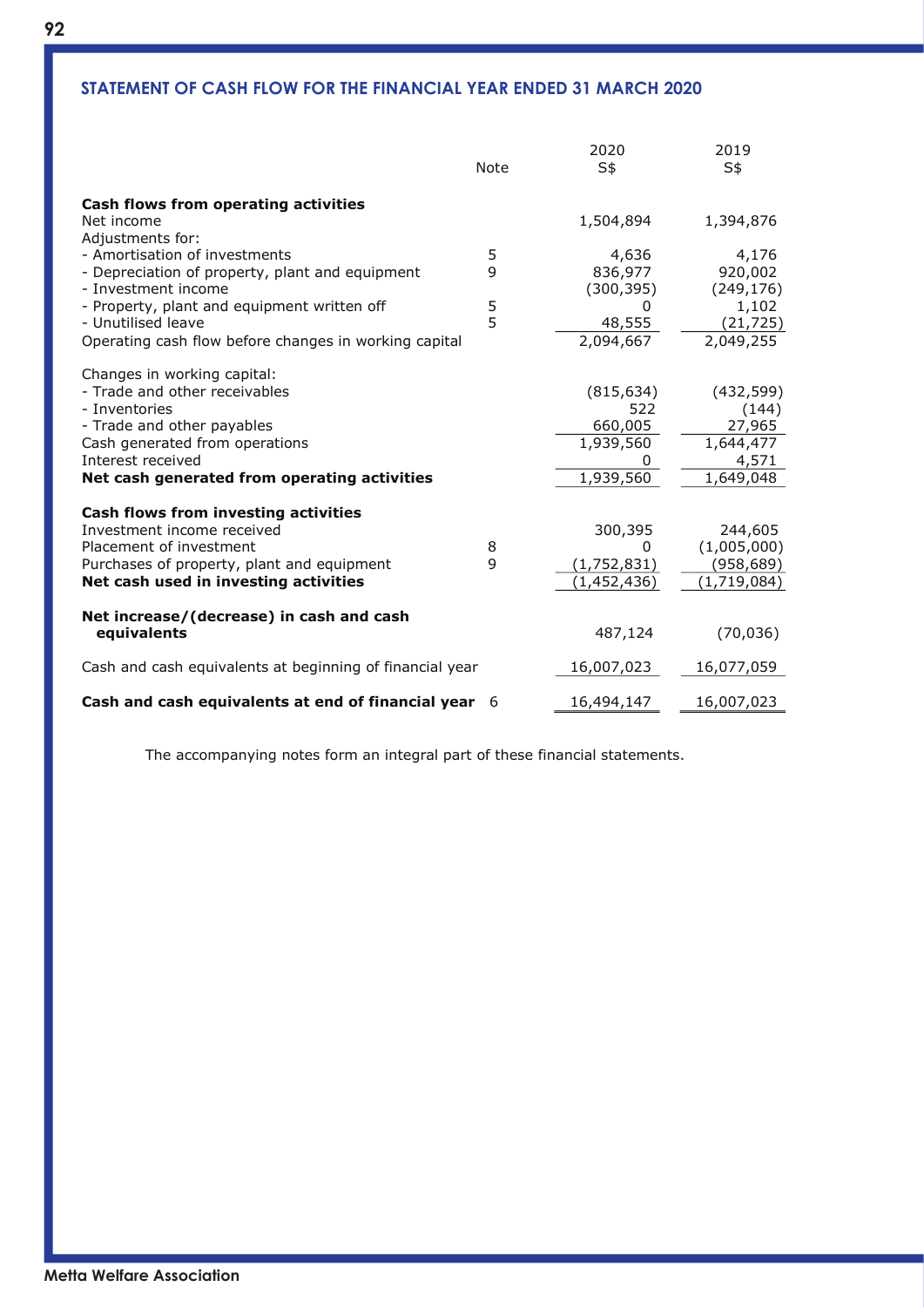## STATEMENT OF CASH FLOW FOR THE FINANCIAL YEAR ENDED 31 MARCH 2020

| | Note | 2020 S$ | 2019 S$ |
|---|---|---|---|
| **Cash flows from operating activities** | | | |
| Net income | | 1,504,894 | 1,394,876 |
| Adjustments for: | | | |
| - Amortisation of investments | 5 | 4,636 | 4,176 |
| - Depreciation of property, plant and equipment | 9 | 836,977 | 920,002 |
| - Investment income | | (300,395) | (249,176) |
| - Property, plant and equipment written off | 5 | 0 | 1,102 |
| - Unutilised leave | 5 | 48,555 | (21,725) |
| Operating cash flow before changes in working capital | | 2,094,667 | 2,049,255 |
| | | | |
| Changes in working capital: | | | |
| - Trade and other receivables | | (815,634) | (432,599) |
| - Inventories | | 522 | (144) |
| - Trade and other payables | | 660,005 | 27,965 |
| Cash generated from operations | | 1,939,560 | 1,644,477 |
| Interest received | | 0 | 4,571 |
| **Net cash generated from operating activities** | | 1,939,560 | 1,649,048 |
| | | | |
| **Cash flows from investing activities** | | | |
| Investment income received | | 300,395 | 244,605 |
| Placement of investment | 8 | 0 | (1,005,000) |
| Purchases of property, plant and equipment | 9 | (1,752,831) | (958,689) |
| **Net cash used in investing activities** | | (1,452,436) | (1,719,084) |
| | | | |
| **Net increase/(decrease) in cash and cash equivalents** | | 487,124 | (70,036) |
| | | | |
| Cash and cash equivalents at beginning of financial year | | 16,007,023 | 16,077,059 |
| | | | |
| **Cash and cash equivalents at end of financial year** | 6 | 16,494,147 | 16,007,023 |

The accompanying notes form an integral part of these financial statements.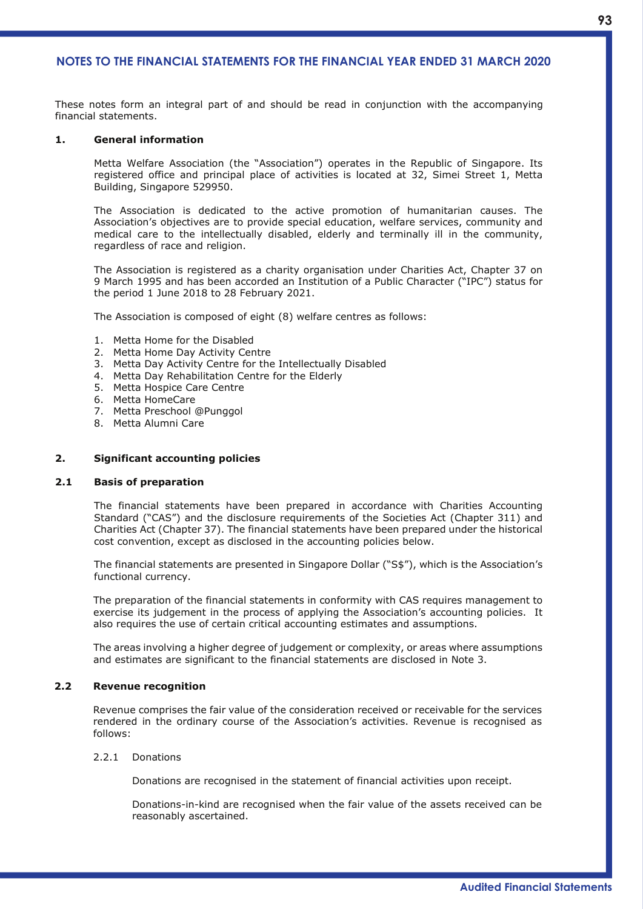## NOTES TO THE FINANCIAL STATEMENTS FOR THE FINANCIAL YEAR ENDED 31 MARCH 2020

These notes form an integral part of and should be read in conjunction with the accompanying financial statements.

### 1. General information

Metta Welfare Association (the "Association") operates in the Republic of Singapore. Its registered office and principal place of activities is located at 32, Simei Street 1, Metta Building, Singapore 529950.

The Association is dedicated to the active promotion of humanitarian causes. The Association's objectives are to provide special education, welfare services, community and medical care to the intellectually disabled, elderly and terminally ill in the community, regardless of race and religion.

The Association is registered as a charity organisation under Charities Act, Chapter 37 on 9 March 1995 and has been accorded an Institution of a Public Character ("IPC") status for the period 1 June 2018 to 28 February 2021.

The Association is composed of eight (8) welfare centres as follows:

1. Metta Home for the Disabled
2. Metta Home Day Activity Centre
3. Metta Day Activity Centre for the Intellectually Disabled
4. Metta Day Rehabilitation Centre for the Elderly
5. Metta Hospice Care Centre
6. Metta HomeCare
7. Metta Preschool @Punggol
8. Metta Alumni Care

### 2. Significant accounting policies

### 2.1 Basis of preparation

The financial statements have been prepared in accordance with Charities Accounting Standard ("CAS") and the disclosure requirements of the Societies Act (Chapter 311) and Charities Act (Chapter 37). The financial statements have been prepared under the historical cost convention, except as disclosed in the accounting policies below.

The financial statements are presented in Singapore Dollar ("S$"), which is the Association's functional currency.

The preparation of the financial statements in conformity with CAS requires management to exercise its judgement in the process of applying the Association's accounting policies. It also requires the use of certain critical accounting estimates and assumptions.

The areas involving a higher degree of judgement or complexity, or areas where assumptions and estimates are significant to the financial statements are disclosed in Note 3.

### 2.2 Revenue recognition

Revenue comprises the fair value of the consideration received or receivable for the services rendered in the ordinary course of the Association's activities. Revenue is recognised as follows:

2.2.1 Donations

Donations are recognised in the statement of financial activities upon receipt.

Donations-in-kind are recognised when the fair value of the assets received can be reasonably ascertained.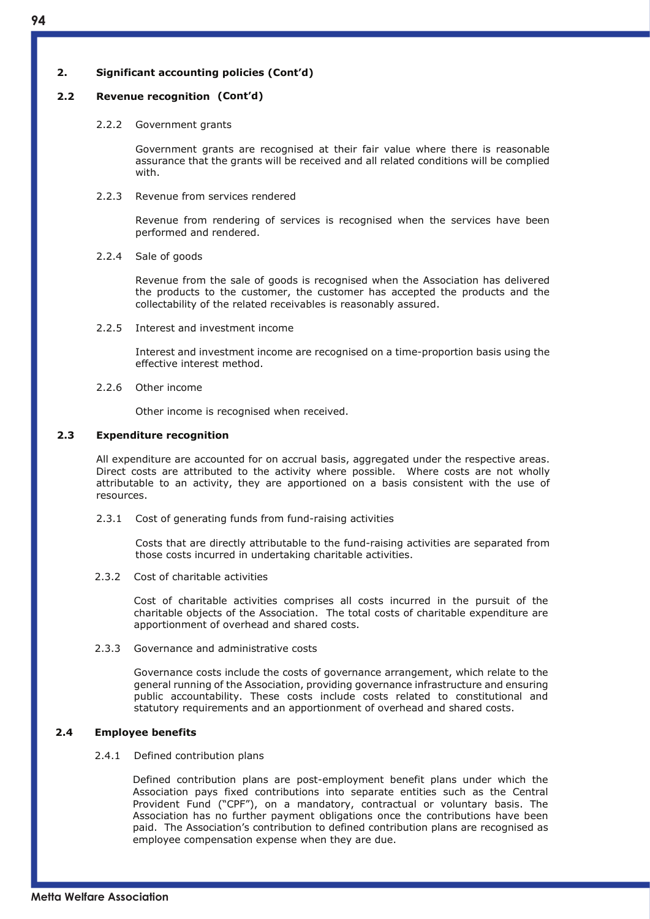## 2. Significant accounting policies (Cont'd)

### 2.2 Revenue recognition (Cont'd)

#### 2.2.2 Government grants

Government grants are recognised at their fair value where there is reasonable assurance that the grants will be received and all related conditions will be complied with.

#### 2.2.3 Revenue from services rendered

Revenue from rendering of services is recognised when the services have been performed and rendered.

#### 2.2.4 Sale of goods

Revenue from the sale of goods is recognised when the Association has delivered the products to the customer, the customer has accepted the products and the collectability of the related receivables is reasonably assured.

#### 2.2.5 Interest and investment income

Interest and investment income are recognised on a time-proportion basis using the effective interest method.

#### 2.2.6 Other income

Other income is recognised when received.

### 2.3 Expenditure recognition

All expenditure are accounted for on accrual basis, aggregated under the respective areas. Direct costs are attributed to the activity where possible. Where costs are not wholly attributable to an activity, they are apportioned on a basis consistent with the use of resources.

#### 2.3.1 Cost of generating funds from fund-raising activities

Costs that are directly attributable to the fund-raising activities are separated from those costs incurred in undertaking charitable activities.

#### 2.3.2 Cost of charitable activities

Cost of charitable activities comprises all costs incurred in the pursuit of the charitable objects of the Association. The total costs of charitable expenditure are apportionment of overhead and shared costs.

#### 2.3.3 Governance and administrative costs

Governance costs include the costs of governance arrangement, which relate to the general running of the Association, providing governance infrastructure and ensuring public accountability. These costs include costs related to constitutional and statutory requirements and an apportionment of overhead and shared costs.

### 2.4 Employee benefits

#### 2.4.1 Defined contribution plans

Defined contribution plans are post-employment benefit plans under which the Association pays fixed contributions into separate entities such as the Central Provident Fund ("CPF"), on a mandatory, contractual or voluntary basis. The Association has no further payment obligations once the contributions have been paid. The Association's contribution to defined contribution plans are recognised as employee compensation expense when they are due.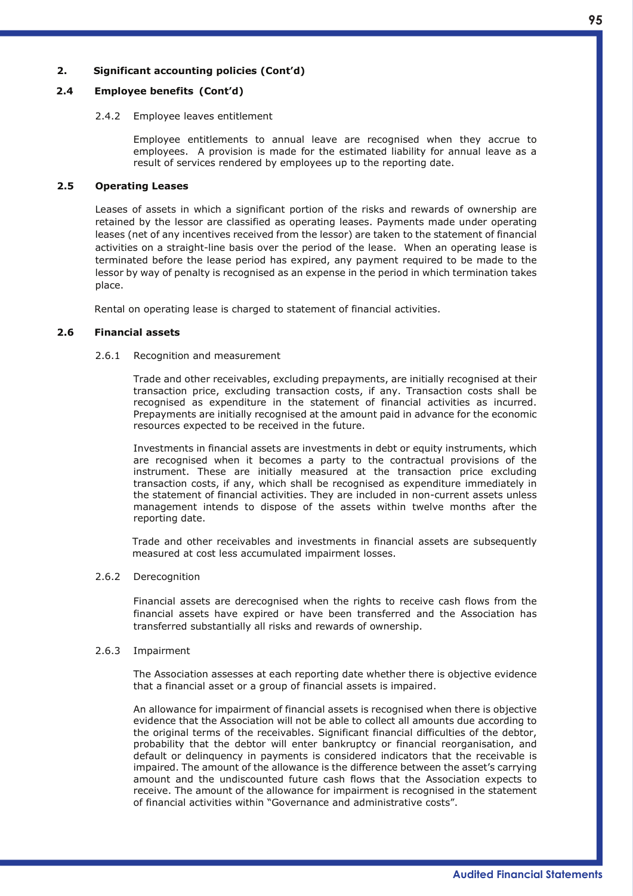## 2. Significant accounting policies (Cont'd)

### 2.4 Employee benefits (Cont'd)

#### 2.4.2 Employee leaves entitlement

Employee entitlements to annual leave are recognised when they accrue to employees. A provision is made for the estimated liability for annual leave as a result of services rendered by employees up to the reporting date.

### 2.5 Operating Leases

Leases of assets in which a significant portion of the risks and rewards of ownership are retained by the lessor are classified as operating leases. Payments made under operating leases (net of any incentives received from the lessor) are taken to the statement of financial activities on a straight-line basis over the period of the lease. When an operating lease is terminated before the lease period has expired, any payment required to be made to the lessor by way of penalty is recognised as an expense in the period in which termination takes place.

Rental on operating lease is charged to statement of financial activities.

### 2.6 Financial assets

#### 2.6.1 Recognition and measurement

Trade and other receivables, excluding prepayments, are initially recognised at their transaction price, excluding transaction costs, if any. Transaction costs shall be recognised as expenditure in the statement of financial activities as incurred. Prepayments are initially recognised at the amount paid in advance for the economic resources expected to be received in the future.

Investments in financial assets are investments in debt or equity instruments, which are recognised when it becomes a party to the contractual provisions of the instrument. These are initially measured at the transaction price excluding transaction costs, if any, which shall be recognised as expenditure immediately in the statement of financial activities. They are included in non-current assets unless management intends to dispose of the assets within twelve months after the reporting date.

Trade and other receivables and investments in financial assets are subsequently measured at cost less accumulated impairment losses.

#### 2.6.2 Derecognition

Financial assets are derecognised when the rights to receive cash flows from the financial assets have expired or have been transferred and the Association has transferred substantially all risks and rewards of ownership.

#### 2.6.3 Impairment

The Association assesses at each reporting date whether there is objective evidence that a financial asset or a group of financial assets is impaired.

An allowance for impairment of financial assets is recognised when there is objective evidence that the Association will not be able to collect all amounts due according to the original terms of the receivables. Significant financial difficulties of the debtor, probability that the debtor will enter bankruptcy or financial reorganisation, and default or delinquency in payments is considered indicators that the receivable is impaired. The amount of the allowance is the difference between the asset's carrying amount and the undiscounted future cash flows that the Association expects to receive. The amount of the allowance for impairment is recognised in the statement of financial activities within "Governance and administrative costs".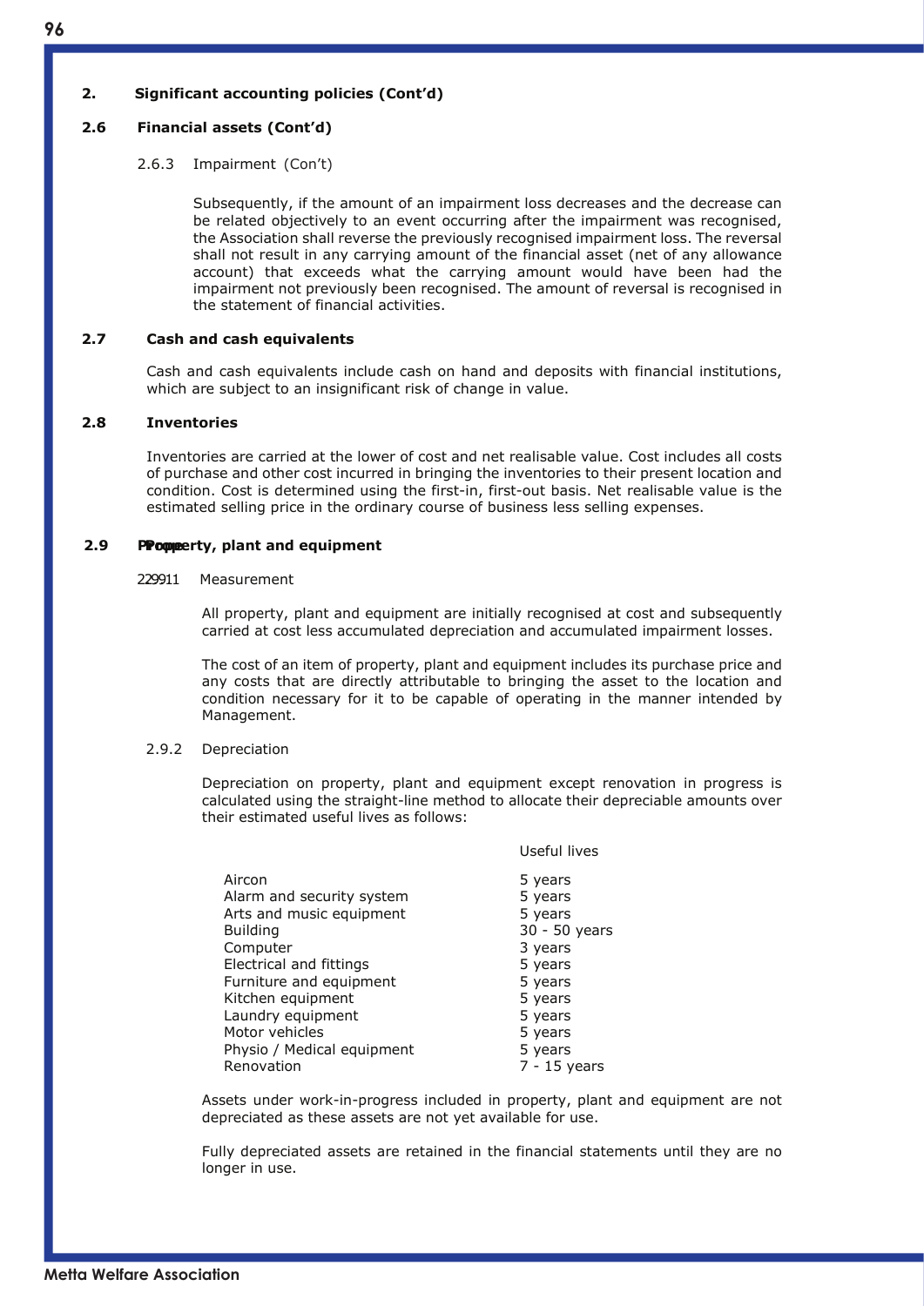## 2. Significant accounting policies (Cont'd)

### 2.6 Financial assets (Cont'd)

#### 2.6.3 Impairment (Con't)

Subsequently, if the amount of an impairment loss decreases and the decrease can be related objectively to an event occurring after the impairment was recognised, the Association shall reverse the previously recognised impairment loss. The reversal shall not result in any carrying amount of the financial asset (net of any allowance account) that exceeds what the carrying amount would have been had the impairment not previously been recognised. The amount of reversal is recognised in the statement of financial activities.

### 2.7 Cash and cash equivalents

Cash and cash equivalents include cash on hand and deposits with financial institutions, which are subject to an insignificant risk of change in value.

### 2.8 Inventories

Inventories are carried at the lower of cost and net realisable value. Cost includes all costs of purchase and other cost incurred in bringing the inventories to their present location and condition. Cost is determined using the first-in, first-out basis. Net realisable value is the estimated selling price in the ordinary course of business less selling expenses.

### 2.9 Property, plant and equipment

#### 2.9.1 Measurement

All property, plant and equipment are initially recognised at cost and subsequently carried at cost less accumulated depreciation and accumulated impairment losses.

The cost of an item of property, plant and equipment includes its purchase price and any costs that are directly attributable to bringing the asset to the location and condition necessary for it to be capable of operating in the manner intended by Management.

#### 2.9.2 Depreciation

Depreciation on property, plant and equipment except renovation in progress is calculated using the straight-line method to allocate their depreciable amounts over their estimated useful lives as follows:

| | Useful lives |
|---|---|
| Aircon | 5 years |
| Alarm and security system | 5 years |
| Arts and music equipment | 5 years |
| Building | 30 - 50 years |
| Computer | 3 years |
| Electrical and fittings | 5 years |
| Furniture and equipment | 5 years |
| Kitchen equipment | 5 years |
| Laundry equipment | 5 years |
| Motor vehicles | 5 years |
| Physio / Medical equipment | 5 years |
| Renovation | 7 - 15 years |

Assets under work-in-progress included in property, plant and equipment are not depreciated as these assets are not yet available for use.

Fully depreciated assets are retained in the financial statements until they are no longer in use.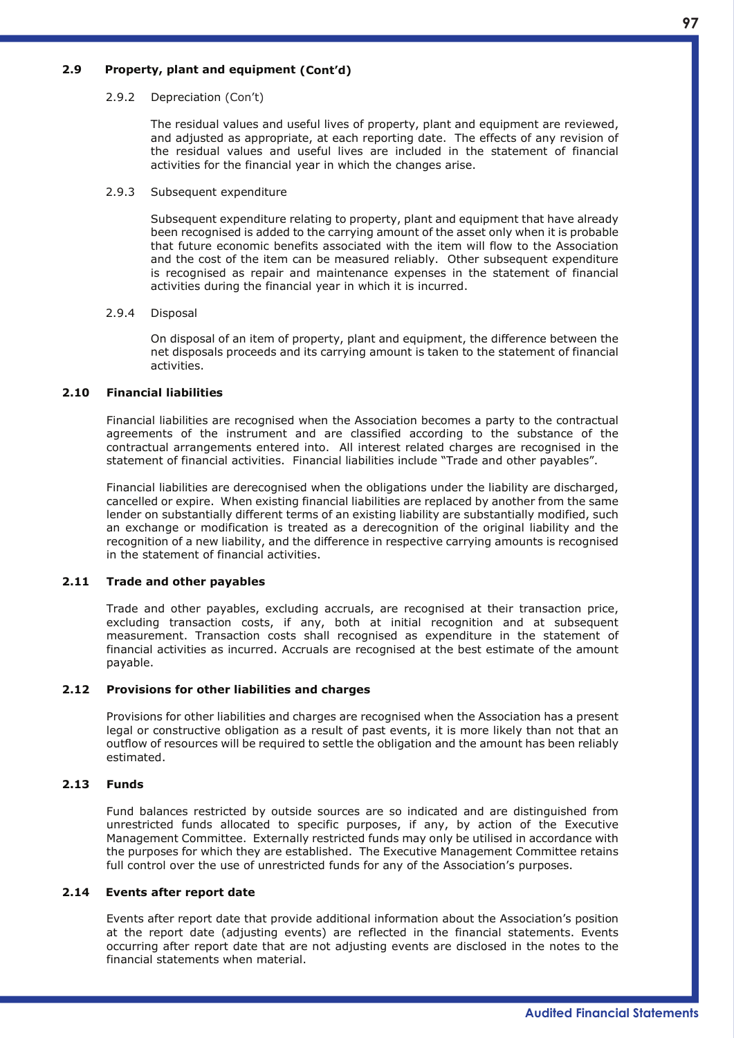### 2.9 Property, plant and equipment (Cont'd)

#### 2.9.2 Depreciation (Con't)

The residual values and useful lives of property, plant and equipment are reviewed, and adjusted as appropriate, at each reporting date. The effects of any revision of the residual values and useful lives are included in the statement of financial activities for the financial year in which the changes arise.

#### 2.9.3 Subsequent expenditure

Subsequent expenditure relating to property, plant and equipment that have already been recognised is added to the carrying amount of the asset only when it is probable that future economic benefits associated with the item will flow to the Association and the cost of the item can be measured reliably. Other subsequent expenditure is recognised as repair and maintenance expenses in the statement of financial activities during the financial year in which it is incurred.

#### 2.9.4 Disposal

On disposal of an item of property, plant and equipment, the difference between the net disposals proceeds and its carrying amount is taken to the statement of financial activities.

### 2.10 Financial liabilities

Financial liabilities are recognised when the Association becomes a party to the contractual agreements of the instrument and are classified according to the substance of the contractual arrangements entered into. All interest related charges are recognised in the statement of financial activities. Financial liabilities include "Trade and other payables".

Financial liabilities are derecognised when the obligations under the liability are discharged, cancelled or expire. When existing financial liabilities are replaced by another from the same lender on substantially different terms of an existing liability are substantially modified, such an exchange or modification is treated as a derecognition of the original liability and the recognition of a new liability, and the difference in respective carrying amounts is recognised in the statement of financial activities.

### 2.11 Trade and other payables

Trade and other payables, excluding accruals, are recognised at their transaction price, excluding transaction costs, if any, both at initial recognition and at subsequent measurement. Transaction costs shall recognised as expenditure in the statement of financial activities as incurred. Accruals are recognised at the best estimate of the amount payable.

### 2.12 Provisions for other liabilities and charges

Provisions for other liabilities and charges are recognised when the Association has a present legal or constructive obligation as a result of past events, it is more likely than not that an outflow of resources will be required to settle the obligation and the amount has been reliably estimated.

### 2.13 Funds

Fund balances restricted by outside sources are so indicated and are distinguished from unrestricted funds allocated to specific purposes, if any, by action of the Executive Management Committee. Externally restricted funds may only be utilised in accordance with the purposes for which they are established. The Executive Management Committee retains full control over the use of unrestricted funds for any of the Association's purposes.

### 2.14 Events after report date

Events after report date that provide additional information about the Association's position at the report date (adjusting events) are reflected in the financial statements. Events occurring after report date that are not adjusting events are disclosed in the notes to the financial statements when material.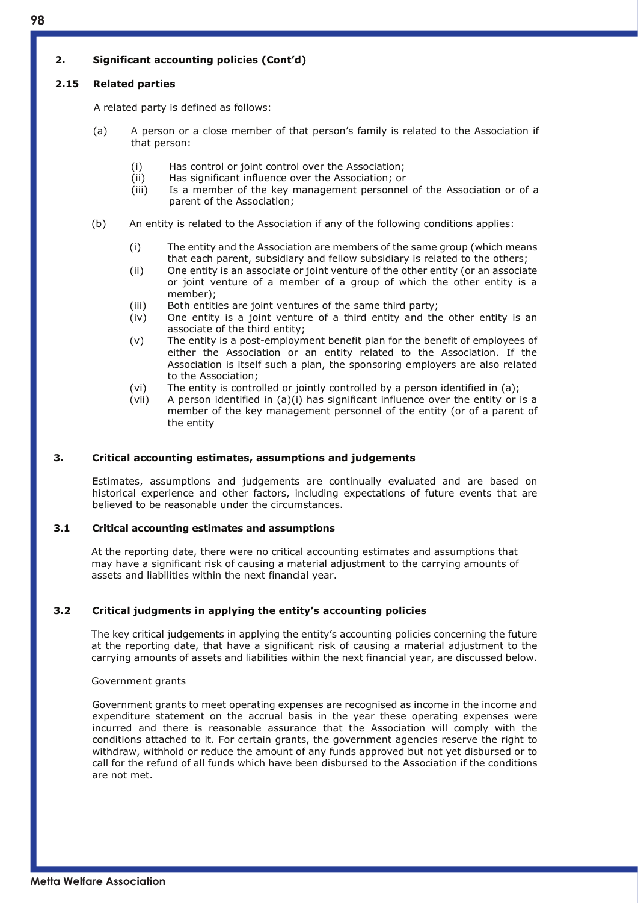## 2. Significant accounting policies (Cont'd)

### 2.15 Related parties

A related party is defined as follows:

(a) A person or a close member of that person's family is related to the Association if that person:

  (i) Has control or joint control over the Association;
  (ii) Has significant influence over the Association; or
  (iii) Is a member of the key management personnel of the Association or of a parent of the Association;

(b) An entity is related to the Association if any of the following conditions applies:

  (i) The entity and the Association are members of the same group (which means that each parent, subsidiary and fellow subsidiary is related to the others;
  (ii) One entity is an associate or joint venture of the other entity (or an associate or joint venture of a member of a group of which the other entity is a member);
  (iii) Both entities are joint ventures of the same third party;
  (iv) One entity is a joint venture of a third entity and the other entity is an associate of the third entity;
  (v) The entity is a post-employment benefit plan for the benefit of employees of either the Association or an entity related to the Association. If the Association is itself such a plan, the sponsoring employers are also related to the Association;
  (vi) The entity is controlled or jointly controlled by a person identified in (a);
  (vii) A person identified in (a)(i) has significant influence over the entity or is a member of the key management personnel of the entity (or of a parent of the entity

## 3. Critical accounting estimates, assumptions and judgements

Estimates, assumptions and judgements are continually evaluated and are based on historical experience and other factors, including expectations of future events that are believed to be reasonable under the circumstances.

### 3.1 Critical accounting estimates and assumptions

At the reporting date, there were no critical accounting estimates and assumptions that may have a significant risk of causing a material adjustment to the carrying amounts of assets and liabilities within the next financial year.

### 3.2 Critical judgments in applying the entity's accounting policies

The key critical judgements in applying the entity's accounting policies concerning the future at the reporting date, that have a significant risk of causing a material adjustment to the carrying amounts of assets and liabilities within the next financial year, are discussed below.

Government grants

Government grants to meet operating expenses are recognised as income in the income and expenditure statement on the accrual basis in the year these operating expenses were incurred and there is reasonable assurance that the Association will comply with the conditions attached to it. For certain grants, the government agencies reserve the right to withdraw, withhold or reduce the amount of any funds approved but not yet disbursed or to call for the refund of all funds which have been disbursed to the Association if the conditions are not met.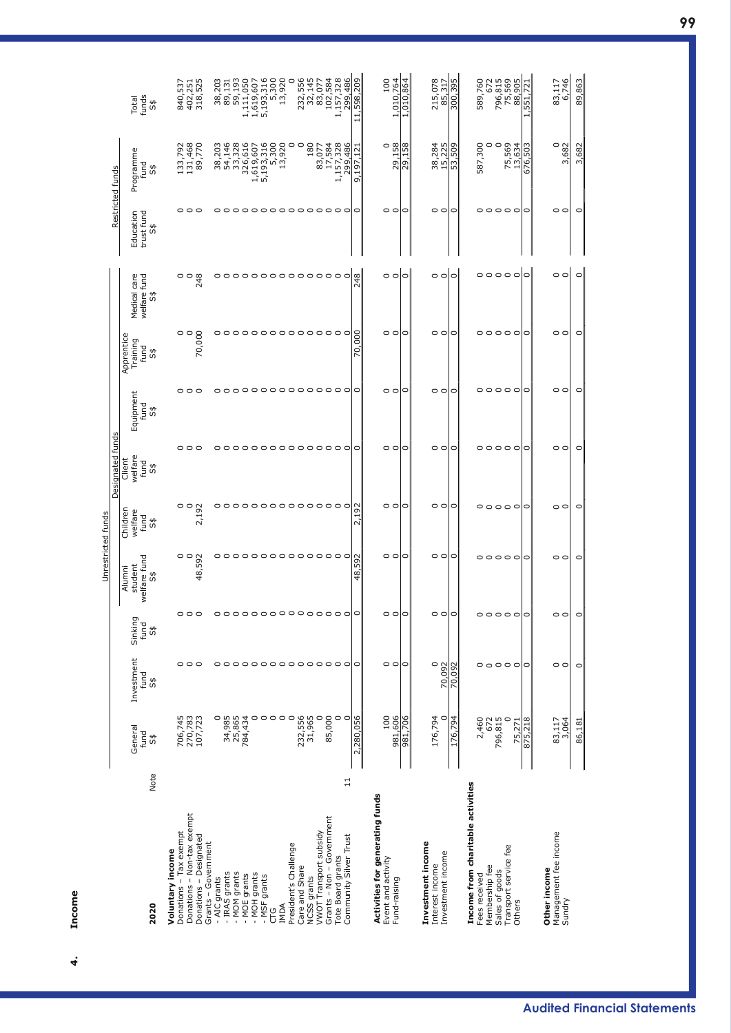## 4. Income

| 2020 | Note | Unrestricted funds | | | | | | | | | Restricted funds | | |
|---|---|---|---|---|---|---|---|---|---|---|---|---|---|
| | | | | | Designated funds | | | | | | | | |
| | | General fund S$ | Investment fund S$ | Sinking fund S$ | Alumni student welfare fund S$ | Children welfare fund S$ | Client welfare fund S$ | Equipment fund S$ | Apprentice Training fund S$ | Medical care welfare fund S$ | Education trust fund S$ | Programme fund S$ | Total funds S$ |
| **Voluntary income** | | | | | | | | | | | | | |
| Donations – Tax exempt | | 706,745 | 0 | 0 | 0 | 0 | 0 | 0 | 0 | 0 | 0 | 133,792 | 840,537 |
| Donations – Non-tax exempt | | 270,783 | 0 | 0 | 0 | 0 | 0 | 0 | 0 | 0 | 0 | 131,468 | 402,251 |
| Donations – Designated | | 107,723 | 0 | 0 | 48,592 | 2,192 | 0 | 0 | 70,000 | 248 | 0 | 89,770 | 318,525 |
| Grants – Government | | | | | | | | | | | | | |
| - AIC grants | | 0 | 0 | 0 | 0 | 0 | 0 | 0 | 0 | 0 | 0 | 38,203 | 38,203 |
| - IRAS grants | | 34,985 | 0 | 0 | 0 | 0 | 0 | 0 | 0 | 0 | 0 | 54,146 | 89,131 |
| - MOM grants | | 25,865 | 0 | 0 | 0 | 0 | 0 | 0 | 0 | 0 | 0 | 33,328 | 59,193 |
| - MOE grants | | 784,434 | 0 | 0 | 0 | 0 | 0 | 0 | 0 | 0 | 0 | 326,616 | 1,111,050 |
| - MOH grants | | 0 | 0 | 0 | 0 | 0 | 0 | 0 | 0 | 0 | 0 | 1,619,607 | 1,619,607 |
| - MSF grants | | 0 | 0 | 0 | 0 | 0 | 0 | 0 | 0 | 0 | 0 | 5,193,316 | 5,193,316 |
| CTG | | 0 | 0 | 0 | 0 | 0 | 0 | 0 | 0 | 0 | 0 | 5,300 | 5,300 |
| IMDA | | 0 | 0 | 0 | 0 | 0 | 0 | 0 | 0 | 0 | 0 | 13,920 | 13,920 |
| President's Challenge | | 0 | 0 | 0 | 0 | 0 | 0 | 0 | 0 | 0 | 0 | 0 | 0 |
| Care and Share | | 232,556 | 0 | 0 | 0 | 0 | 0 | 0 | 0 | 0 | 0 | 0 | 232,556 |
| NCSS grants | | 31,965 | 0 | 0 | 0 | 0 | 0 | 0 | 0 | 0 | 0 | 180 | 32,145 |
| VWOT Transport subsidy | | 0 | 0 | 0 | 0 | 0 | 0 | 0 | 0 | 0 | 0 | 83,077 | 83,077 |
| Grants – Non – Government | | 85,000 | 0 | 0 | 0 | 0 | 0 | 0 | 0 | 0 | 0 | 17,584 | 102,584 |
| Tote Board grants | 11 | 0 | 0 | 0 | 0 | 0 | 0 | 0 | 0 | 0 | 0 | 1,157,328 | 1,157,328 |
| Community Silver Trust | | 0 | 0 | 0 | 0 | 0 | 0 | 0 | 0 | 0 | 0 | 299,486 | 299,486 |
| | | 2,280,056 | 0 | 0 | 48,592 | 2,192 | 0 | 0 | 70,000 | 248 | 0 | 9,197,121 | 11,598,209 |
| **Activities for generating funds** | | | | | | | | | | | | | |
| Event and activity | | 100 | 0 | 0 | 0 | 0 | 0 | 0 | 0 | 0 | 0 | 0 | 100 |
| Fund-raising | | 981,606 | 0 | 0 | 0 | 0 | 0 | 0 | 0 | 0 | 0 | 29,158 | 1,010,764 |
| | | 981,706 | 0 | 0 | 0 | 0 | 0 | 0 | 0 | 0 | 0 | 29,158 | 1,010,864 |
| **Investment income** | | | | | | | | | | | | | |
| Interest income | | 176,794 | 0 | 0 | 0 | 0 | 0 | 0 | 0 | 0 | 0 | 38,284 | 215,078 |
| Investment income | | 0 | 70,092 | 0 | 0 | 0 | 0 | 0 | 0 | 0 | 0 | 15,225 | 85,317 |
| | | 176,794 | 70,092 | 0 | 0 | 0 | 0 | 0 | 0 | 0 | 0 | 53,509 | 300,395 |
| **Income from charitable activities** | | | | | | | | | | | | | |
| Fees received | | 2,460 | 0 | 0 | 0 | 0 | 0 | 0 | 0 | 0 | 0 | 587,300 | 589,760 |
| Membership fee | | 672 | 0 | 0 | 0 | 0 | 0 | 0 | 0 | 0 | 0 | 0 | 672 |
| Sales of goods | | 796,815 | 0 | 0 | 0 | 0 | 0 | 0 | 0 | 0 | 0 | 0 | 796,815 |
| Transport service fee | | 0 | 0 | 0 | 0 | 0 | 0 | 0 | 0 | 0 | 0 | 75,569 | 75,569 |
| Others | | 75,271 | 0 | 0 | 0 | 0 | 0 | 0 | 0 | 0 | 0 | 13,634 | 88,905 |
| | | 875,218 | 0 | 0 | 0 | 0 | 0 | 0 | 0 | 0 | 0 | 676,503 | 1,551,721 |
| **Other income** | | | | | | | | | | | | | |
| Management fee income | | 83,117 | 0 | 0 | 0 | 0 | 0 | 0 | 0 | 0 | 0 | 0 | 83,117 |
| Sundry | | 3,064 | 0 | 0 | 0 | 0 | 0 | 0 | 0 | 0 | 0 | 3,682 | 6,746 |
| | | 86,181 | 0 | 0 | 0 | 0 | 0 | 0 | 0 | 0 | 0 | 3,682 | 89,863 |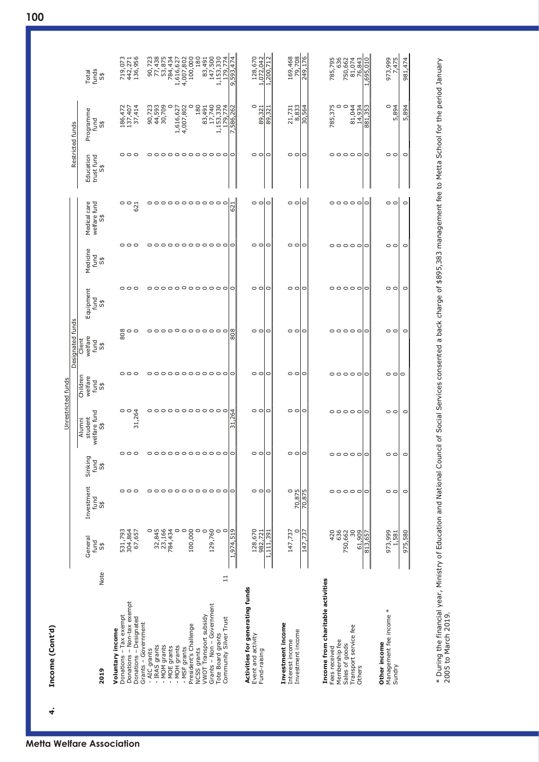## 4. Income (Cont'd)

| 2019 | Note | General fund S$ | Investment fund S$ | Sinking fund S$ | Alumni student welfare fund S$ | Children welfare fund S$ | Client welfare fund S$ | Equipment fund S$ | Medicine fund S$ | Medical care welfare fund S$ | Education trust fund S$ | Programme fund S$ | Total funds S$ |
|---|---|---|---|---|---|---|---|---|---|---|---|---|---|
| | | Unrestricted funds | | | | | | | | | Restricted funds | | |
| | | | | | | Designated funds | | | | | | | |
| **Voluntary income** | | | | | | | | | | | | | |
| Donations – Tax exempt | | 531,793 | 0 | 0 | 0 | 0 | 808 | 0 | 0 | 0 | 0 | 186,472 | 719,073 |
| Donations – Non-tax exempt | | 304,864 | 0 | 0 | 0 | 0 | 0 | 0 | 0 | 0 | 0 | 137,407 | 442,271 |
| Donations – Designated | | 67,657 | 0 | 0 | 31,264 | 0 | 0 | 0 | 0 | 621 | 0 | 37,414 | 136,956 |
| Grants – Government | | | | | | | | | | | | | |
| - AIC grants | | 0 | 0 | 0 | 0 | 0 | 0 | 0 | 0 | 0 | 0 | 90,723 | 90,723 |
| - IRAS grants | | 32,845 | 0 | 0 | 0 | 0 | 0 | 0 | 0 | 0 | 0 | 44,593 | 77,438 |
| - MOM grants | | 23,166 | 0 | 0 | 0 | 0 | 0 | 0 | 0 | 0 | 0 | 30,709 | 53,875 |
| - MOE grants | | 784,434 | 0 | 0 | 0 | 0 | 0 | 0 | 0 | 0 | 0 | 0 | 784,434 |
| - MOH grants | | 0 | 0 | 0 | 0 | 0 | 0 | 0 | 0 | 0 | 0 | 1,616,627 | 1,616,627 |
| - MSF grants | | 0 | 0 | 0 | 0 | 0 | 0 | 0 | 0 | 0 | 0 | 4,007,802 | 4,007,802 |
| President's Challenge | | 100,000 | 0 | 0 | 0 | 0 | 0 | 0 | 0 | 0 | 0 | 0 | 100,000 |
| NCSS grants | | 0 | 0 | 0 | 0 | 0 | 0 | 0 | 0 | 0 | 0 | 180 | 180 |
| VWOT Transport subsidy | | 0 | 0 | 0 | 0 | 0 | 0 | 0 | 0 | 0 | 0 | 83,491 | 83,491 |
| Grants – Non – Government | | 129,760 | 0 | 0 | 0 | 0 | 0 | 0 | 0 | 0 | 0 | 17,740 | 147,500 |
| Tote Board grants | | 0 | 0 | 0 | 0 | 0 | 0 | 0 | 0 | 0 | 0 | 1,153,330 | 1,153,330 |
| Community Silver Trust | 11 | 0 | 0 | 0 | 0 | 0 | 0 | 0 | 0 | 0 | 0 | 179,774 | 179,774 |
| | | 1,974,519 | 0 | 0 | 31,264 | 0 | 808 | 0 | 0 | 621 | 0 | 7,586,262 | 9,593,474 |
| **Activities for generating funds** | | | | | | | | | | | | | |
| Event and activity | | 128,670 | 0 | 0 | 0 | 0 | 0 | 0 | 0 | 0 | 0 | 0 | 128,670 |
| Fund-raising | | 982,721 | 0 | 0 | 0 | 0 | 0 | 0 | 0 | 0 | 0 | 89,321 | 1,072,042 |
| | | 1,111,391 | 0 | 0 | 0 | 0 | 0 | 0 | 0 | 0 | 0 | 89,321 | 1,200,712 |
| **Investment income** | | | | | | | | | | | | | |
| Interest income | | 147,737 | 0 | 0 | 0 | 0 | 0 | 0 | 0 | 0 | 0 | 21,731 | 169,468 |
| Investment income | | 0 | 70,875 | 0 | 0 | 0 | 0 | 0 | 0 | 0 | 0 | 8,833 | 79,708 |
| | | 147,737 | 70,875 | 0 | 0 | 0 | 0 | 0 | 0 | 0 | 0 | 30,564 | 249,176 |
| **Income from charitable activities** | | | | | | | | | | | | | |
| Fees received | | 420 | 0 | 0 | 0 | 0 | 0 | 0 | 0 | 0 | 0 | 785,375 | 785,795 |
| Membership fee | | 636 | 0 | 0 | 0 | 0 | 0 | 0 | 0 | 0 | 0 | 0 | 636 |
| Sales of goods | | 750,662 | 0 | 0 | 0 | 0 | 0 | 0 | 0 | 0 | 0 | 0 | 750,662 |
| Transport service fee | | 30 | 0 | 0 | 0 | 0 | 0 | 0 | 0 | 0 | 0 | 81,044 | 81,074 |
| Others | | 61,909 | 0 | 0 | 0 | 0 | 0 | 0 | 0 | 0 | 0 | 14,934 | 76,843 |
| | | 813,657 | 0 | 0 | 0 | 0 | 0 | 0 | 0 | 0 | 0 | 881,353 | 1,695,010 |
| **Other income** | | | | | | | | | | | | | |
| Management fee income * | | 973,999 | 0 | 0 | 0 | 0 | 0 | 0 | 0 | 0 | 0 | 0 | 973,999 |
| Sundry | | 1,581 | 0 | 0 | 0 | 0 | 0 | 0 | 0 | 0 | 0 | 5,894 | 7,475 |
| | | 975,580 | 0 | 0 | 0 | 0 | 0 | 0 | 0 | 0 | 0 | 5,894 | 981,474 |

* During the financial year, Ministry of Education and National Council of Social Services consented a back charge of $895,383 management fee to Metta School for the period January 2005 to March 2019.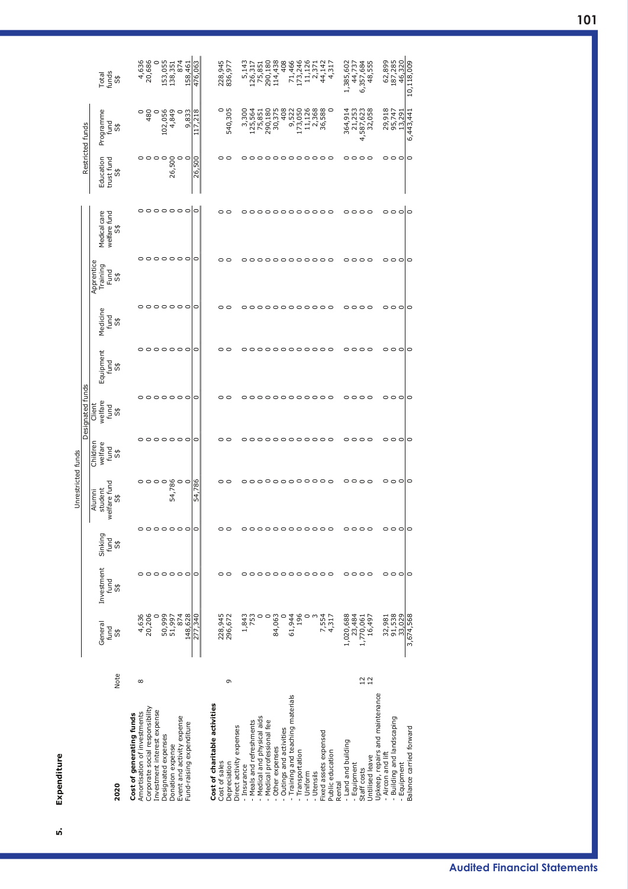## 5. Expenditure

| 2020 | Note | | | Unrestricted funds | | | | | | | | Restricted funds | | |
|---|---|---|---|---|---|---|---|---|---|---|---|---|---|---|
| | | | | | Designated funds | | | | | | | | | |
| | | General fund S$ | Investment fund S$ | Sinking fund S$ | Alumni student welfare fund S$ | Children welfare fund S$ | Client welfare fund S$ | Equipment fund S$ | Medicine fund S$ | Apprentice Training Fund S$ | Medical care welfare fund S$ | Education trust fund S$ | Programme fund S$ | Total funds S$ |
| **Cost of generating funds** | | | | | | | | | | | | | | |
| Amortisation of investments | 8 | 4,636 | 0 | 0 | 0 | 0 | 0 | 0 | 0 | 0 | 0 | 0 | 0 | 4,636 |
| Corporate social responsibility | | 20,206 | 0 | 0 | 0 | 0 | 0 | 0 | 0 | 0 | 0 | 0 | 480 | 20,686 |
| Investment interest expense | | 0 | 0 | 0 | 0 | 0 | 0 | 0 | 0 | 0 | 0 | 0 | 0 | 0 |
| Designated expenses | | 50,999 | 0 | 0 | 0 | 0 | 0 | 0 | 0 | 0 | 0 | 0 | 102,056 | 153,055 |
| Donation expense | | 51,997 | 0 | 0 | 54,786 | 0 | 0 | 0 | 0 | 0 | 0 | 26,500 | 4,849 | 138,351 |
| Event and activity expense | | 874 | 0 | 0 | 0 | 0 | 0 | 0 | 0 | 0 | 0 | 0 | 0 | 874 |
| Fund-raising expenditure | | 148,628 | 0 | 0 | 0 | 0 | 0 | 0 | 0 | 0 | 0 | 0 | 9,833 | 158,461 |
| | | 277,340 | 0 | 0 | 54,786 | 0 | 0 | 0 | 0 | 0 | 0 | 26,500 | 117,218 | 476,063 |
| **Cost of charitable activities** | | | | | | | | | | | | | | |
| Cost of sales | | 228,945 | 0 | 0 | 0 | 0 | 0 | 0 | 0 | 0 | 0 | 0 | 0 | 228,945 |
| Depreciation | 9 | 296,672 | 0 | 0 | 0 | 0 | 0 | 0 | 0 | 0 | 0 | 0 | 540,305 | 836,977 |
| Direct activity expenses | | | | | | | | | | | | | | |
| - Insurance | | 1,843 | 0 | 0 | 0 | 0 | 0 | 0 | 0 | 0 | 0 | 0 | 3,300 | 5,143 |
| - Meals and refreshments | | 753 | 0 | 0 | 0 | 0 | 0 | 0 | 0 | 0 | 0 | 0 | 125,564 | 126,317 |
| - Medical and physical aids | | 0 | 0 | 0 | 0 | 0 | 0 | 0 | 0 | 0 | 0 | 0 | 75,851 | 75,851 |
| - Medical professional fee | | 0 | 0 | 0 | 0 | 0 | 0 | 0 | 0 | 0 | 0 | 0 | 290,180 | 290,180 |
| - Other expenses | | 84,063 | 0 | 0 | 0 | 0 | 0 | 0 | 0 | 0 | 0 | 0 | 30,375 | 114,438 |
| - Outings and activities | | 0 | 0 | 0 | 0 | 0 | 0 | 0 | 0 | 0 | 0 | 0 | 408 | 408 |
| - Training and teaching materials | | 61,944 | 0 | 0 | 0 | 0 | 0 | 0 | 0 | 0 | 0 | 0 | 9,522 | 71,466 |
| - Transportation | | 196 | 0 | 0 | 0 | 0 | 0 | 0 | 0 | 0 | 0 | 0 | 173,050 | 173,246 |
| - Uniform | | 0 | 0 | 0 | 0 | 0 | 0 | 0 | 0 | 0 | 0 | 0 | 11,126 | 11,126 |
| - Utensils | | 3 | 0 | 0 | 0 | 0 | 0 | 0 | 0 | 0 | 0 | 0 | 2,368 | 2,371 |
| Fixed assets expensed | | 7,554 | 0 | 0 | 0 | 0 | 0 | 0 | 0 | 0 | 0 | 0 | 36,588 | 44,142 |
| Public education | | 4,317 | 0 | 0 | 0 | 0 | 0 | 0 | 0 | 0 | 0 | 0 | 0 | 4,317 |
| Rental | | | | | | | | | | | | | | |
| - Land and building | | 1,020,688 | 0 | 0 | 0 | 0 | 0 | 0 | 0 | 0 | 0 | 0 | 364,914 | 1,385,602 |
| - Equipment | | 23,484 | 0 | 0 | 0 | 0 | 0 | 0 | 0 | 0 | 0 | 0 | 21,253 | 44,737 |
| Staff costs | 12 | 1,770,061 | 0 | 0 | 0 | 0 | 0 | 0 | 0 | 0 | 0 | 0 | 4,587,623 | 6,357,684 |
| Unutilised leave | 12 | 16,497 | 0 | 0 | 0 | 0 | 0 | 0 | 0 | 0 | 0 | 0 | 32,058 | 48,555 |
| Upkeep, repairs and maintenance | | | | | | | | | | | | | | |
| - Aircon and lift | | 32,981 | 0 | 0 | 0 | 0 | 0 | 0 | 0 | 0 | 0 | 0 | 29,918 | 62,899 |
| - Building and landscaping | | 91,538 | 0 | 0 | 0 | 0 | 0 | 0 | 0 | 0 | 0 | 0 | 95,747 | 187,285 |
| - Equipment | | 33,029 | 0 | 0 | 0 | 0 | 0 | 0 | 0 | 0 | 0 | 0 | 13,291 | 46,320 |
| Balance carried forward | | 3,674,568 | 0 | 0 | 0 | 0 | 0 | 0 | 0 | 0 | 0 | 0 | 6,443,441 | 10,118,009 |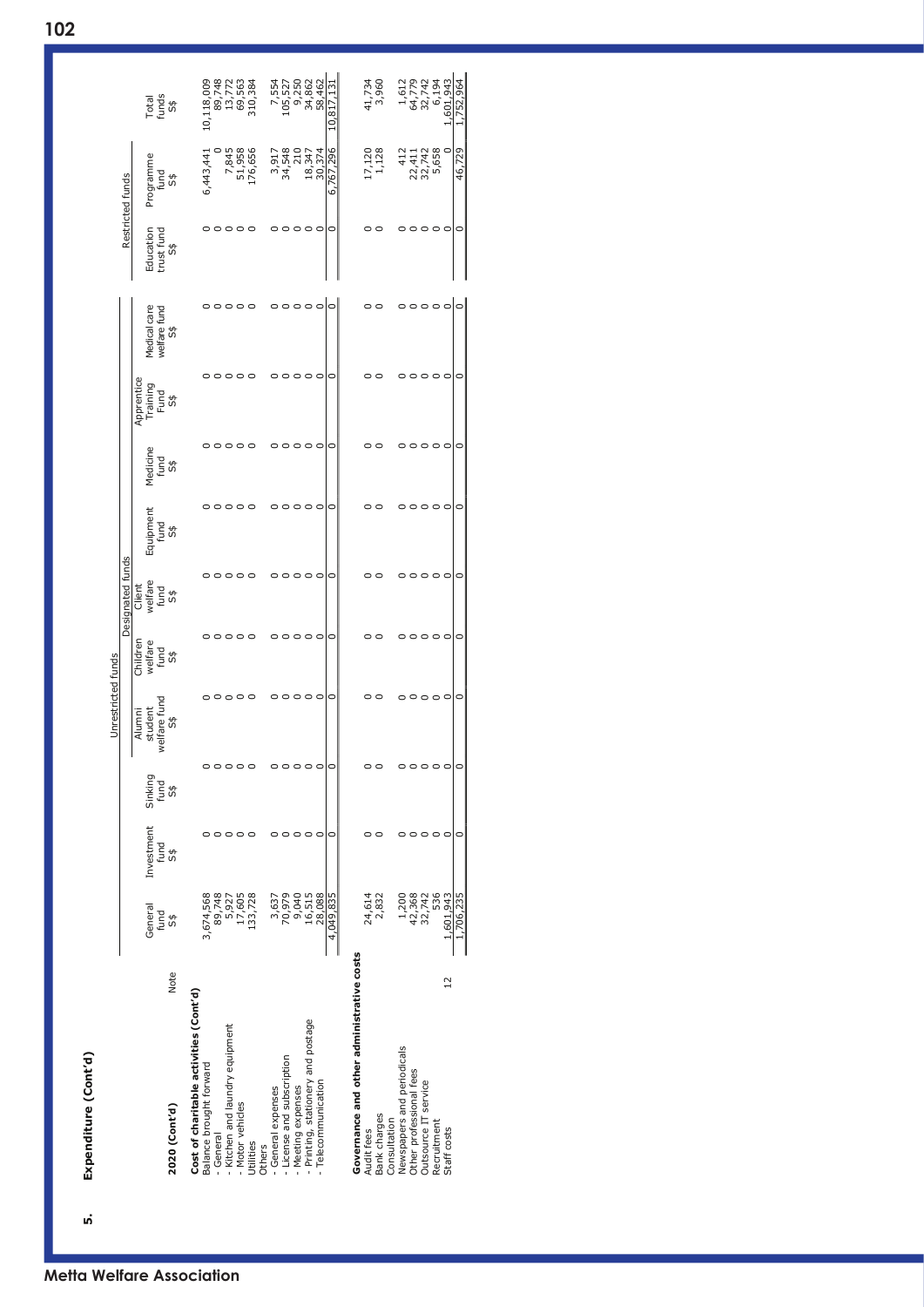## 5. Expenditure (Cont'd)

| 2020 (Cont'd) | Note | Unrestricted funds | | | | | | | | | | Restricted funds | | |
|---|---|---|---|---|---|---|---|---|---|---|---|---|---|---|
| | | | | | Designated funds | | | | | | | | | |
| | | General fund S$ | Investment fund S$ | Sinking fund S$ | Alumni student welfare fund S$ | Children welfare fund S$ | Client welfare fund S$ | Equipment fund S$ | Medicine fund S$ | Apprentice Training Fund S$ | Medical care welfare fund S$ | Education trust fund S$ | Programme fund S$ | Total funds S$ |
| **Cost of charitable activities (Cont'd)** | | | | | | | | | | | | | | |
| Balance brought forward | | 3,674,568 | 0 | 0 | 0 | 0 | 0 | 0 | 0 | 0 | 0 | 0 | 6,443,441 | 10,118,009 |
| - General | | 89,748 | 0 | 0 | 0 | 0 | 0 | 0 | 0 | 0 | 0 | 0 | 0 | 89,748 |
| - Kitchen and laundry equipment | | 5,927 | 0 | 0 | 0 | 0 | 0 | 0 | 0 | 0 | 0 | 0 | 7,845 | 13,772 |
| - Motor vehicles | | 17,605 | 0 | 0 | 0 | 0 | 0 | 0 | 0 | 0 | 0 | 0 | 51,958 | 69,563 |
| Utilities | | 133,728 | 0 | 0 | 0 | 0 | 0 | 0 | 0 | 0 | 0 | 0 | 176,656 | 310,384 |
| Others | | | | | | | | | | | | | | |
| - General expenses | | 3,637 | 0 | 0 | 0 | 0 | 0 | 0 | 0 | 0 | 0 | 0 | 3,917 | 7,554 |
| - License and subscription | | 70,979 | 0 | 0 | 0 | 0 | 0 | 0 | 0 | 0 | 0 | 0 | 34,548 | 105,527 |
| - Meeting expenses | | 9,040 | 0 | 0 | 0 | 0 | 0 | 0 | 0 | 0 | 0 | 0 | 210 | 9,250 |
| - Printing, stationery and postage | | 16,515 | 0 | 0 | 0 | 0 | 0 | 0 | 0 | 0 | 0 | 0 | 18,347 | 34,862 |
| - Telecommunication | | 28,088 | 0 | 0 | 0 | 0 | 0 | 0 | 0 | 0 | 0 | 0 | 30,374 | 58,462 |
| | | 4,049,835 | 0 | 0 | 0 | 0 | 0 | 0 | 0 | 0 | 0 | 0 | 6,767,296 | 10,817,131 |
| **Governance and other administrative costs** | | | | | | | | | | | | | | |
| Audit fees | | 24,614 | 0 | 0 | 0 | 0 | 0 | 0 | 0 | 0 | 0 | 0 | 17,120 | 41,734 |
| Bank charges | | 2,832 | 0 | 0 | 0 | 0 | 0 | 0 | 0 | 0 | 0 | 0 | 1,128 | 3,960 |
| Consultation | | | | | | | | | | | | | | |
| Newspapers and periodicals | | 1,200 | 0 | 0 | 0 | 0 | 0 | 0 | 0 | 0 | 0 | 0 | 412 | 1,612 |
| Other professional fees | | 42,368 | 0 | 0 | 0 | 0 | 0 | 0 | 0 | 0 | 0 | 0 | 22,411 | 64,779 |
| Outsource IT service | | 32,742 | 0 | 0 | 0 | 0 | 0 | 0 | 0 | 0 | 0 | 0 | 32,742 | 32,742 |
| Recruitment | | 536 | 0 | 0 | 0 | 0 | 0 | 0 | 0 | 0 | 0 | 0 | 5,658 | 6,194 |
| Staff costs | 12 | 1,601,943 | 0 | 0 | 0 | 0 | 0 | 0 | 0 | 0 | 0 | 0 | 0 | 1,601,943 |
| | | 1,706,235 | 0 | 0 | 0 | 0 | 0 | 0 | 0 | 0 | 0 | 0 | 46,729 | 1,752,964 |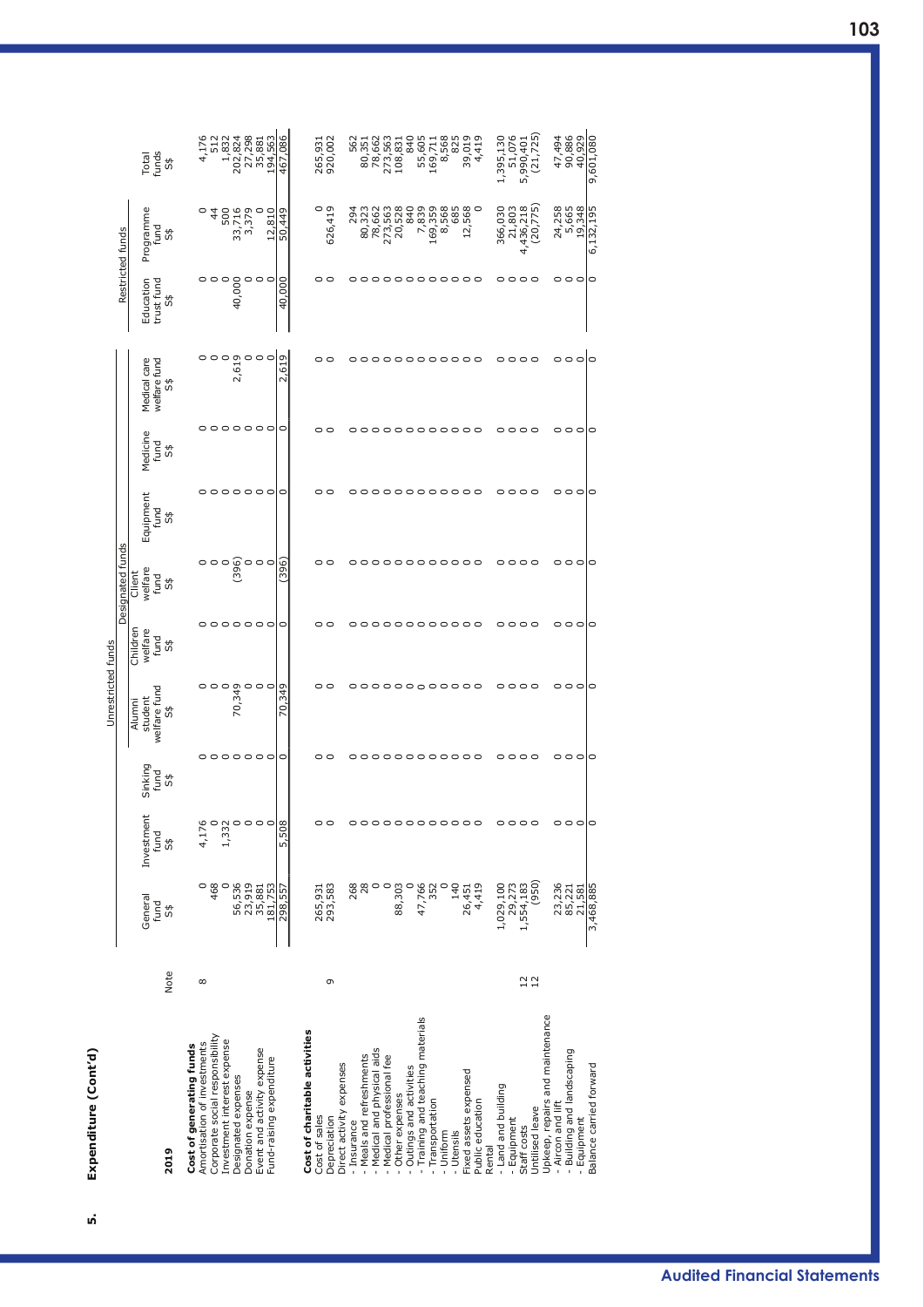## 5. Expenditure (Cont'd)

| 2019 | Note | Unrestricted funds | | | | | | | | | Restricted funds | | |
|---|---|---|---|---|---|---|---|---|---|---|---|---|---|
| | | | | | Designated funds | | | | | | | | |
| | | General fund S$ | Investment fund S$ | Sinking fund S$ | Alumni student welfare fund S$ | Children welfare fund S$ | Client welfare fund S$ | Equipment fund S$ | Medicine fund S$ | Medical care welfare fund S$ | Education trust fund S$ | Programme fund S$ | Total funds S$ |
| **Cost of generating funds** | | | | | | | | | | | | | |
| Amortisation of investments | 8 | 0 | 4,176 | 0 | 0 | 0 | 0 | 0 | 0 | 0 | 0 | 0 | 4,176 |
| Corporate social responsibility | | 468 | 0 | 0 | 0 | 0 | 0 | 0 | 0 | 0 | 0 | 44 | 512 |
| Investment interest expense | | 0 | 1,332 | 0 | 0 | 0 | 0 | 0 | 0 | 0 | 0 | 500 | 1,832 |
| Designated expenses | | 56,536 | 0 | 0 | 70,349 | 0 | (396) | 0 | 0 | 2,619 | 40,000 | 33,716 | 202,824 |
| Donation expense | | 23,919 | 0 | 0 | 0 | 0 | 0 | 0 | 0 | 0 | 0 | 3,379 | 27,298 |
| Event and activity expense | | 35,881 | 0 | 0 | 0 | 0 | 0 | 0 | 0 | 0 | 0 | 0 | 35,881 |
| Fund-raising expenditure | | 181,753 | 0 | 0 | 0 | 0 | 0 | 0 | 0 | 0 | 0 | 12,810 | 194,563 |
| | | 298,557 | 5,508 | 0 | 70,349 | 0 | (396) | 0 | 0 | 2,619 | 40,000 | 50,449 | 467,086 |
| **Cost of charitable activities** | | | | | | | | | | | | | |
| Cost of sales | | 265,931 | 0 | 0 | 0 | 0 | 0 | 0 | 0 | 0 | 0 | 0 | 265,931 |
| Depreciation | 9 | 293,583 | 0 | 0 | 0 | 0 | 0 | 0 | 0 | 0 | 0 | 626,419 | 920,002 |
| Direct activity expenses | | | | | | | | | | | | | |
| - Insurance | | 268 | 0 | 0 | 0 | 0 | 0 | 0 | 0 | 0 | 0 | 294 | 562 |
| - Meals and refreshments | | 28 | 0 | 0 | 0 | 0 | 0 | 0 | 0 | 0 | 0 | 80,323 | 80,351 |
| - Medical and physical aids | | 0 | 0 | 0 | 0 | 0 | 0 | 0 | 0 | 0 | 0 | 78,662 | 78,662 |
| - Medical professional fee | | 0 | 0 | 0 | 0 | 0 | 0 | 0 | 0 | 0 | 0 | 273,563 | 273,563 |
| - Other expenses | | 88,303 | 0 | 0 | 0 | 0 | 0 | 0 | 0 | 0 | 0 | 20,528 | 108,831 |
| - Outings and activities | | 0 | 0 | 0 | 0 | 0 | 0 | 0 | 0 | 0 | 0 | 840 | 840 |
| - Training and teaching materials | | 47,766 | 0 | 0 | 0 | 0 | 0 | 0 | 0 | 0 | 0 | 7,839 | 55,605 |
| - Transportation | | 352 | 0 | 0 | 0 | 0 | 0 | 0 | 0 | 0 | 0 | 169,359 | 169,711 |
| - Uniform | | 0 | 0 | 0 | 0 | 0 | 0 | 0 | 0 | 0 | 0 | 8,568 | 8,568 |
| - Utensils | | 140 | 0 | 0 | 0 | 0 | 0 | 0 | 0 | 0 | 0 | 685 | 825 |
| Fixed assets expensed | | 26,451 | 0 | 0 | 0 | 0 | 0 | 0 | 0 | 0 | 0 | 12,568 | 39,019 |
| Public education | | 4,419 | 0 | 0 | 0 | 0 | 0 | 0 | 0 | 0 | 0 | 0 | 4,419 |
| Rental | | | | | | | | | | | | | |
| - Land and building | | 1,029,100 | 0 | 0 | 0 | 0 | 0 | 0 | 0 | 0 | 0 | 366,030 | 1,395,130 |
| - Equipment | | 29,273 | 0 | 0 | 0 | 0 | 0 | 0 | 0 | 0 | 0 | 21,803 | 51,076 |
| Staff costs | 12 | 1,554,183 | 0 | 0 | 0 | 0 | 0 | 0 | 0 | 0 | 0 | 4,436,218 | 5,990,401 |
| Unutilised leave | 12 | (950) | 0 | 0 | 0 | 0 | 0 | 0 | 0 | 0 | 0 | (20,775) | (21,725) |
| Upkeep, repairs and maintenance | | | | | | | | | | | | | |
| - Aircon and lift | | 23,236 | 0 | 0 | 0 | 0 | 0 | 0 | 0 | 0 | 0 | 24,258 | 47,494 |
| - Building and landscaping | | 85,221 | 0 | 0 | 0 | 0 | 0 | 0 | 0 | 0 | 0 | 5,665 | 90,886 |
| - Equipment | | 21,581 | 0 | 0 | 0 | 0 | 0 | 0 | 0 | 0 | 0 | 19,348 | 40,929 |
| Balance carried forward | | 3,468,885 | 0 | 0 | 0 | 0 | 0 | 0 | 0 | 0 | 0 | 6,132,195 | 9,601,080 |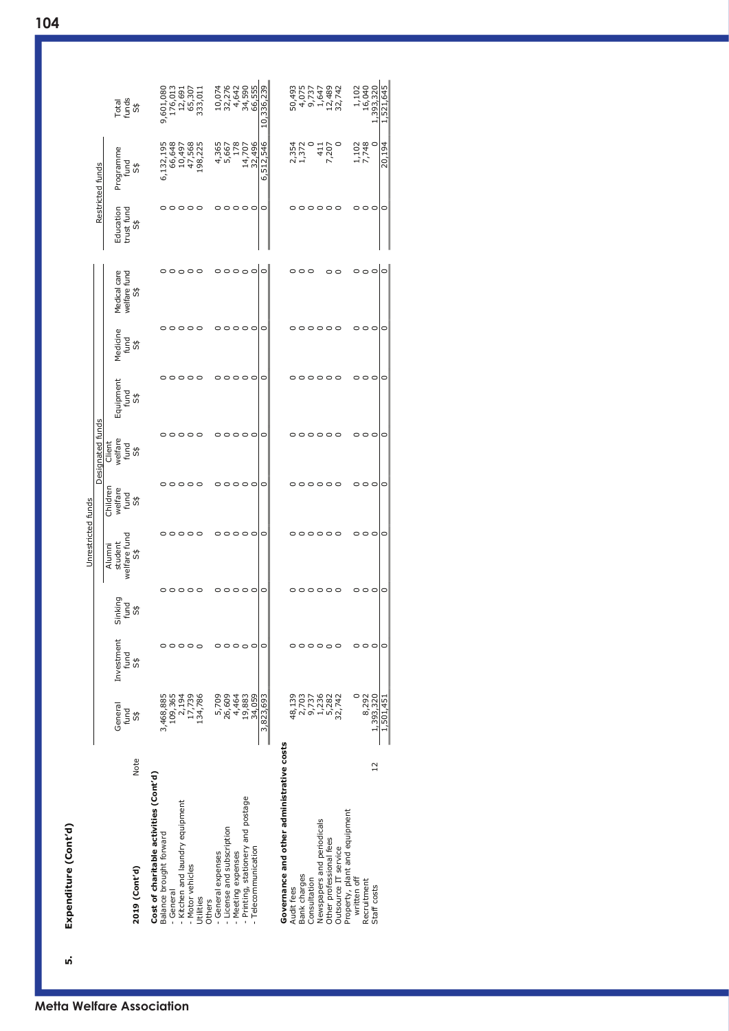## 5. Expenditure (Cont'd)

| 2019 (Cont'd) | Note | General fund S$ | Investment fund S$ | Sinking fund S$ | Alumni student welfare fund S$ | Children welfare fund S$ | Client welfare fund S$ | Equipment fund S$ | Medicine fund S$ | Medical care welfare fund S$ | Education trust fund S$ | Programme fund S$ | Total funds S$ |
|---|---|---|---|---|---|---|---|---|---|---|---|---|---|
| | | Unrestricted funds | | | | | | | | | Restricted funds | | |
| | | | | | Designated funds | | | | | | | | |
| **Cost of charitable activities (Cont'd)** | | | | | | | | | | | | | |
| Balance brought forward | | 3,468,885 | 0 | 0 | 0 | 0 | 0 | 0 | 0 | 0 | 0 | 6,132,195 | 9,601,080 |
| - General | | 109,365 | 0 | 0 | 0 | 0 | 0 | 0 | 0 | 0 | 0 | 66,648 | 176,013 |
| - Kitchen and laundry equipment | | 2,194 | 0 | 0 | 0 | 0 | 0 | 0 | 0 | 0 | 0 | 10,497 | 12,691 |
| - Motor vehicles | | 17,739 | 0 | 0 | 0 | 0 | 0 | 0 | 0 | 0 | 0 | 47,568 | 65,307 |
| Utilities | | 134,786 | 0 | 0 | 0 | 0 | 0 | 0 | 0 | 0 | 0 | 198,225 | 333,011 |
| Others | | | | | | | | | | | | | |
| - General expenses | | 5,709 | 0 | 0 | 0 | 0 | 0 | 0 | 0 | 0 | 0 | 4,365 | 10,074 |
| - License and subscription | | 26,609 | 0 | 0 | 0 | 0 | 0 | 0 | 0 | 0 | 0 | 5,667 | 32,276 |
| - Meeting expenses | | 4,464 | 0 | 0 | 0 | 0 | 0 | 0 | 0 | 0 | 0 | 178 | 4,642 |
| - Printing, stationery and postage | | 19,883 | 0 | 0 | 0 | 0 | 0 | 0 | 0 | 0 | 0 | 14,707 | 34,590 |
| - Telecommunication | | 34,059 | 0 | 0 | 0 | 0 | 0 | 0 | 0 | 0 | 0 | 32,496 | 66,555 |
| | | 3,823,693 | 0 | 0 | 0 | 0 | 0 | 0 | 0 | 0 | 0 | 6,512,546 | 10,336,239 |
| **Governance and other administrative costs** | | | | | | | | | | | | | |
| Audit fees | | 48,139 | 0 | 0 | 0 | 0 | 0 | 0 | 0 | 0 | 0 | 2,354 | 50,493 |
| Bank charges | | 2,703 | 0 | 0 | 0 | 0 | 0 | 0 | 0 | 0 | 0 | 1,372 | 4,075 |
| Consultation | | 9,737 | 0 | 0 | 0 | 0 | 0 | 0 | 0 | 0 | 0 | 0 | 9,737 |
| Newspapers and periodicals | | 1,236 | 0 | 0 | 0 | 0 | 0 | 0 | 0 | | 0 | 411 | 1,647 |
| Other professional fees | | 5,282 | 0 | 0 | 0 | 0 | 0 | 0 | 0 | 0 | 0 | 7,207 | 12,489 |
| Outsource IT service | | 32,742 | 0 | 0 | 0 | 0 | 0 | 0 | 0 | 0 | 0 | 0 | 32,742 |
| Property, plant and equipment written off | | 0 | 0 | 0 | 0 | 0 | 0 | 0 | 0 | 0 | 0 | 1,102 | 1,102 |
| Recruitment | | 8,292 | 0 | 0 | 0 | 0 | 0 | 0 | 0 | 0 | 0 | 7,748 | 16,040 |
| Staff costs | 12 | 1,393,320 | 0 | 0 | 0 | 0 | 0 | 0 | 0 | 0 | 0 | 0 | 1,393,320 |
| | | 1,501,451 | 0 | 0 | 0 | 0 | 0 | 0 | 0 | 0 | 0 | 20,194 | 1,521,645 |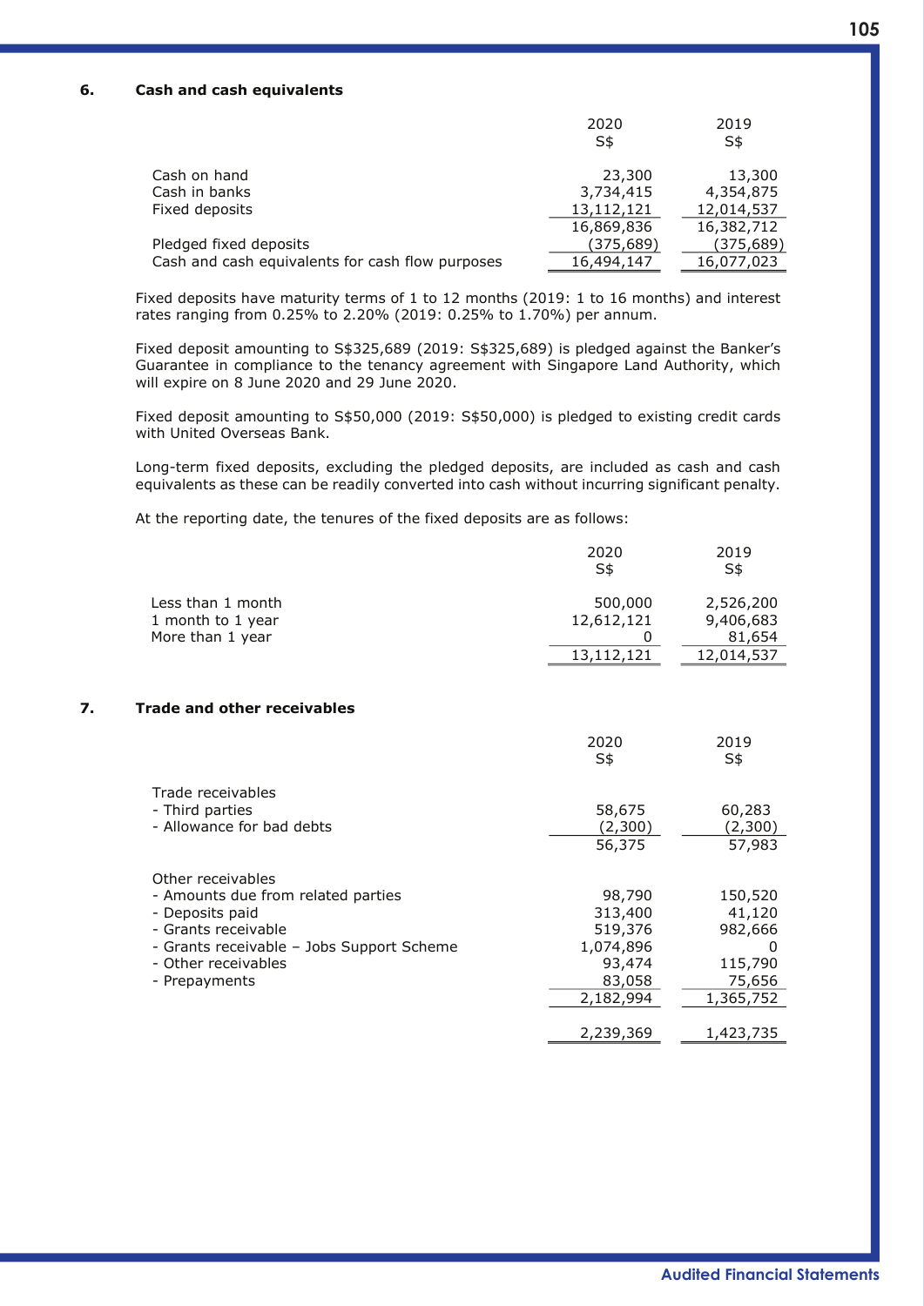## 6. Cash and cash equivalents

| | 2020 S$ | 2019 S$ |
|---|---|---|
| Cash on hand | 23,300 | 13,300 |
| Cash in banks | 3,734,415 | 4,354,875 |
| Fixed deposits | 13,112,121 | 12,014,537 |
| | 16,869,836 | 16,382,712 |
| Pledged fixed deposits | (375,689) | (375,689) |
| Cash and cash equivalents for cash flow purposes | 16,494,147 | 16,077,023 |

Fixed deposits have maturity terms of 1 to 12 months (2019: 1 to 16 months) and interest rates ranging from 0.25% to 2.20% (2019: 0.25% to 1.70%) per annum.

Fixed deposit amounting to S$325,689 (2019: S$325,689) is pledged against the Banker's Guarantee in compliance to the tenancy agreement with Singapore Land Authority, which will expire on 8 June 2020 and 29 June 2020.

Fixed deposit amounting to S$50,000 (2019: S$50,000) is pledged to existing credit cards with United Overseas Bank.

Long-term fixed deposits, excluding the pledged deposits, are included as cash and cash equivalents as these can be readily converted into cash without incurring significant penalty.

At the reporting date, the tenures of the fixed deposits are as follows:

| | 2020 S$ | 2019 S$ |
|---|---|---|
| Less than 1 month | 500,000 | 2,526,200 |
| 1 month to 1 year | 12,612,121 | 9,406,683 |
| More than 1 year | 0 | 81,654 |
| | 13,112,121 | 12,014,537 |

## 7. Trade and other receivables

| | 2020 S$ | 2019 S$ |
|---|---|---|
| Trade receivables | | |
| - Third parties | 58,675 | 60,283 |
| - Allowance for bad debts | (2,300) | (2,300) |
| | 56,375 | 57,983 |
| | | |
| Other receivables | | |
| - Amounts due from related parties | 98,790 | 150,520 |
| - Deposits paid | 313,400 | 41,120 |
| - Grants receivable | 519,376 | 982,666 |
| - Grants receivable – Jobs Support Scheme | 1,074,896 | 0 |
| - Other receivables | 93,474 | 115,790 |
| - Prepayments | 83,058 | 75,656 |
| | 2,182,994 | 1,365,752 |
| | | |
| | 2,239,369 | 1,423,735 |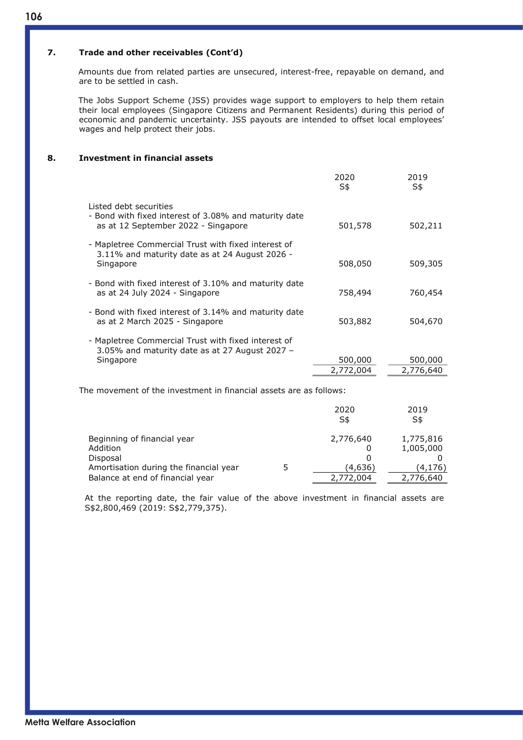## 7. Trade and other receivables (Cont'd)

Amounts due from related parties are unsecured, interest-free, repayable on demand, and are to be settled in cash.

The Jobs Support Scheme (JSS) provides wage support to employers to help them retain their local employees (Singapore Citizens and Permanent Residents) during this period of economic and pandemic uncertainty. JSS payouts are intended to offset local employees' wages and help protect their jobs.

## 8. Investment in financial assets

| | 2020<br>S$ | 2019<br>S$ |
|---|---|---|
| Listed debt securities | | |
| - Bond with fixed interest of 3.08% and maturity date as at 12 September 2022 - Singapore | 501,578 | 502,211 |
| - Mapletree Commercial Trust with fixed interest of 3.11% and maturity date as at 24 August 2026 - Singapore | 508,050 | 509,305 |
| - Bond with fixed interest of 3.10% and maturity date as at 24 July 2024 - Singapore | 758,494 | 760,454 |
| - Bond with fixed interest of 3.14% and maturity date as at 2 March 2025 - Singapore | 503,882 | 504,670 |
| - Mapletree Commercial Trust with fixed interest of 3.05% and maturity date as at 27 August 2027 – Singapore | 500,000 | 500,000 |
| | 2,772,004 | 2,776,640 |

The movement of the investment in financial assets are as follows:

| | | 2020<br>S$ | 2019<br>S$ |
|---|---|---|---|
| Beginning of financial year | | 2,776,640 | 1,775,816 |
| Addition | | 0 | 1,005,000 |
| Disposal | | 0 | 0 |
| Amortisation during the financial year | 5 | (4,636) | (4,176) |
| Balance at end of financial year | | 2,772,004 | 2,776,640 |

At the reporting date, the fair value of the above investment in financial assets are S$2,800,469 (2019: S$2,779,375).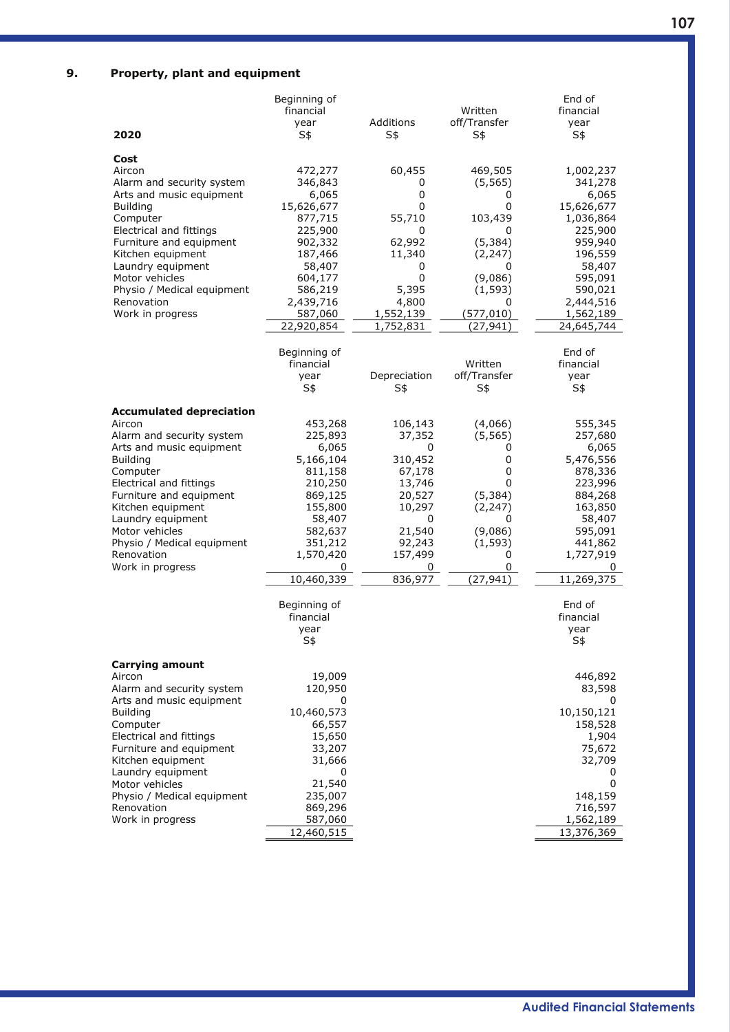## 9. Property, plant and equipment

| 2020 | Beginning of financial year S$ | Additions S$ | Written off/Transfer S$ | End of financial year S$ |
|---|---|---|---|---|
| **Cost** | | | | |
| Aircon | 472,277 | 60,455 | 469,505 | 1,002,237 |
| Alarm and security system | 346,843 | 0 | (5,565) | 341,278 |
| Arts and music equipment | 6,065 | 0 | 0 | 6,065 |
| Building | 15,626,677 | 0 | 0 | 15,626,677 |
| Computer | 877,715 | 55,710 | 103,439 | 1,036,864 |
| Electrical and fittings | 225,900 | 0 | 0 | 225,900 |
| Furniture and equipment | 902,332 | 62,992 | (5,384) | 959,940 |
| Kitchen equipment | 187,466 | 11,340 | (2,247) | 196,559 |
| Laundry equipment | 58,407 | 0 | 0 | 58,407 |
| Motor vehicles | 604,177 | 0 | (9,086) | 595,091 |
| Physio / Medical equipment | 586,219 | 5,395 | (1,593) | 590,021 |
| Renovation | 2,439,716 | 4,800 | 0 | 2,444,516 |
| Work in progress | 587,060 | 1,552,139 | (577,010) | 1,562,189 |
| | 22,920,854 | 1,752,831 | (27,941) | 24,645,744 |

| | Beginning of financial year S$ | Depreciation S$ | Written off/Transfer S$ | End of financial year S$ |
|---|---|---|---|---|
| **Accumulated depreciation** | | | | |
| Aircon | 453,268 | 106,143 | (4,066) | 555,345 |
| Alarm and security system | 225,893 | 37,352 | (5,565) | 257,680 |
| Arts and music equipment | 6,065 | 0 | 0 | 6,065 |
| Building | 5,166,104 | 310,452 | 0 | 5,476,556 |
| Computer | 811,158 | 67,178 | 0 | 878,336 |
| Electrical and fittings | 210,250 | 13,746 | 0 | 223,996 |
| Furniture and equipment | 869,125 | 20,527 | (5,384) | 884,268 |
| Kitchen equipment | 155,800 | 10,297 | (2,247) | 163,850 |
| Laundry equipment | 58,407 | 0 | 0 | 58,407 |
| Motor vehicles | 582,637 | 21,540 | (9,086) | 595,091 |
| Physio / Medical equipment | 351,212 | 92,243 | (1,593) | 441,862 |
| Renovation | 1,570,420 | 157,499 | 0 | 1,727,919 |
| Work in progress | 0 | 0 | 0 | 0 |
| | 10,460,339 | 836,977 | (27,941) | 11,269,375 |

| | Beginning of financial year S$ | End of financial year S$ |
|---|---|---|
| **Carrying amount** | | |
| Aircon | 19,009 | 446,892 |
| Alarm and security system | 120,950 | 83,598 |
| Arts and music equipment | 0 | 0 |
| Building | 10,460,573 | 10,150,121 |
| Computer | 66,557 | 158,528 |
| Electrical and fittings | 15,650 | 1,904 |
| Furniture and equipment | 33,207 | 75,672 |
| Kitchen equipment | 31,666 | 32,709 |
| Laundry equipment | 0 | 0 |
| Motor vehicles | 21,540 | 0 |
| Physio / Medical equipment | 235,007 | 148,159 |
| Renovation | 869,296 | 716,597 |
| Work in progress | 587,060 | 1,562,189 |
| | 12,460,515 | 13,376,369 |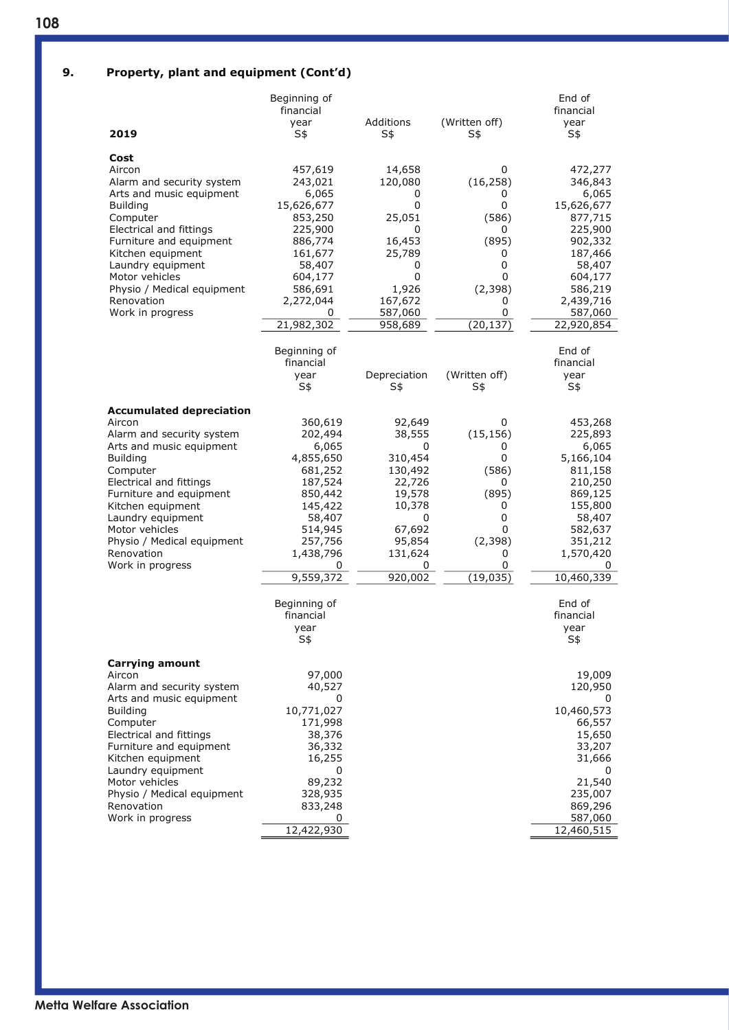## 9. Property, plant and equipment (Cont'd)

| 2019 | Beginning of financial year S$ | Additions S$ | (Written off) S$ | End of financial year S$ |
|---|---|---|---|---|
| **Cost** | | | | |
| Aircon | 457,619 | 14,658 | 0 | 472,277 |
| Alarm and security system | 243,021 | 120,080 | (16,258) | 346,843 |
| Arts and music equipment | 6,065 | 0 | 0 | 6,065 |
| Building | 15,626,677 | 0 | 0 | 15,626,677 |
| Computer | 853,250 | 25,051 | (586) | 877,715 |
| Electrical and fittings | 225,900 | 0 | 0 | 225,900 |
| Furniture and equipment | 886,774 | 16,453 | (895) | 902,332 |
| Kitchen equipment | 161,677 | 25,789 | 0 | 187,466 |
| Laundry equipment | 58,407 | 0 | 0 | 58,407 |
| Motor vehicles | 604,177 | 0 | 0 | 604,177 |
| Physio / Medical equipment | 586,691 | 1,926 | (2,398) | 586,219 |
| Renovation | 2,272,044 | 167,672 | 0 | 2,439,716 |
| Work in progress | 0 | 587,060 | 0 | 587,060 |
| | 21,982,302 | 958,689 | (20,137) | 22,920,854 |

| | Beginning of financial year S$ | Depreciation S$ | (Written off) S$ | End of financial year S$ |
|---|---|---|---|---|
| **Accumulated depreciation** | | | | |
| Aircon | 360,619 | 92,649 | 0 | 453,268 |
| Alarm and security system | 202,494 | 38,555 | (15,156) | 225,893 |
| Arts and music equipment | 6,065 | 0 | 0 | 6,065 |
| Building | 4,855,650 | 310,454 | 0 | 5,166,104 |
| Computer | 681,252 | 130,492 | (586) | 811,158 |
| Electrical and fittings | 187,524 | 22,726 | 0 | 210,250 |
| Furniture and equipment | 850,442 | 19,578 | (895) | 869,125 |
| Kitchen equipment | 145,422 | 10,378 | 0 | 155,800 |
| Laundry equipment | 58,407 | 0 | 0 | 58,407 |
| Motor vehicles | 514,945 | 67,692 | 0 | 582,637 |
| Physio / Medical equipment | 257,756 | 95,854 | (2,398) | 351,212 |
| Renovation | 1,438,796 | 131,624 | 0 | 1,570,420 |
| Work in progress | 0 | 0 | 0 | 0 |
| | 9,559,372 | 920,002 | (19,035) | 10,460,339 |

| | Beginning of financial year S$ | End of financial year S$ |
|---|---|---|
| **Carrying amount** | | |
| Aircon | 97,000 | 19,009 |
| Alarm and security system | 40,527 | 120,950 |
| Arts and music equipment | 0 | 0 |
| Building | 10,771,027 | 10,460,573 |
| Computer | 171,998 | 66,557 |
| Electrical and fittings | 38,376 | 15,650 |
| Furniture and equipment | 36,332 | 33,207 |
| Kitchen equipment | 16,255 | 31,666 |
| Laundry equipment | 0 | 0 |
| Motor vehicles | 89,232 | 21,540 |
| Physio / Medical equipment | 328,935 | 235,007 |
| Renovation | 833,248 | 869,296 |
| Work in progress | 0 | 587,060 |
| | 12,422,930 | 12,460,515 |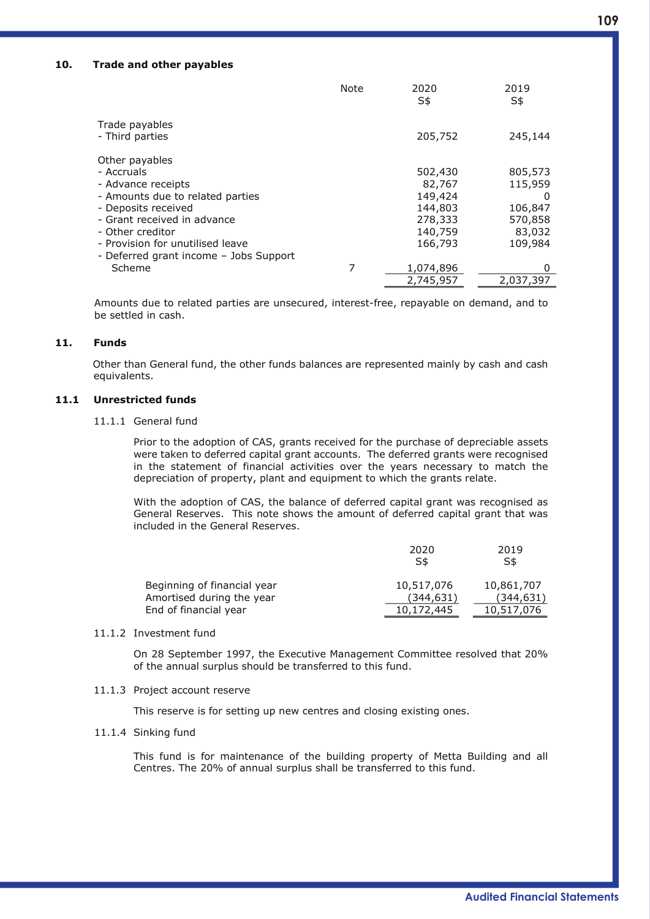## 10. Trade and other payables

| | Note | 2020 S$ | 2019 S$ |
|---|---|---|---|
| Trade payables | | | |
| - Third parties | | 205,752 | 245,144 |
| | | | |
| Other payables | | | |
| - Accruals | | 502,430 | 805,573 |
| - Advance receipts | | 82,767 | 115,959 |
| - Amounts due to related parties | | 149,424 | 0 |
| - Deposits received | | 144,803 | 106,847 |
| - Grant received in advance | | 278,333 | 570,858 |
| - Other creditor | | 140,759 | 83,032 |
| - Provision for unutilised leave | | 166,793 | 109,984 |
| - Deferred grant income – Jobs Support Scheme | 7 | 1,074,896 | 0 |
| | | 2,745,957 | 2,037,397 |

Amounts due to related parties are unsecured, interest-free, repayable on demand, and to be settled in cash.

## 11. Funds

Other than General fund, the other funds balances are represented mainly by cash and cash equivalents.

### 11.1 Unrestricted funds

11.1.1 General fund

Prior to the adoption of CAS, grants received for the purchase of depreciable assets were taken to deferred capital grant accounts. The deferred grants were recognised in the statement of financial activities over the years necessary to match the depreciation of property, plant and equipment to which the grants relate.

With the adoption of CAS, the balance of deferred capital grant was recognised as General Reserves. This note shows the amount of deferred capital grant that was included in the General Reserves.

| | 2020 S$ | 2019 S$ |
|---|---|---|
| Beginning of financial year | 10,517,076 | 10,861,707 |
| Amortised during the year | (344,631) | (344,631) |
| End of financial year | 10,172,445 | 10,517,076 |

11.1.2 Investment fund

On 28 September 1997, the Executive Management Committee resolved that 20% of the annual surplus should be transferred to this fund.

11.1.3 Project account reserve

This reserve is for setting up new centres and closing existing ones.

11.1.4 Sinking fund

This fund is for maintenance of the building property of Metta Building and all Centres. The 20% of annual surplus shall be transferred to this fund.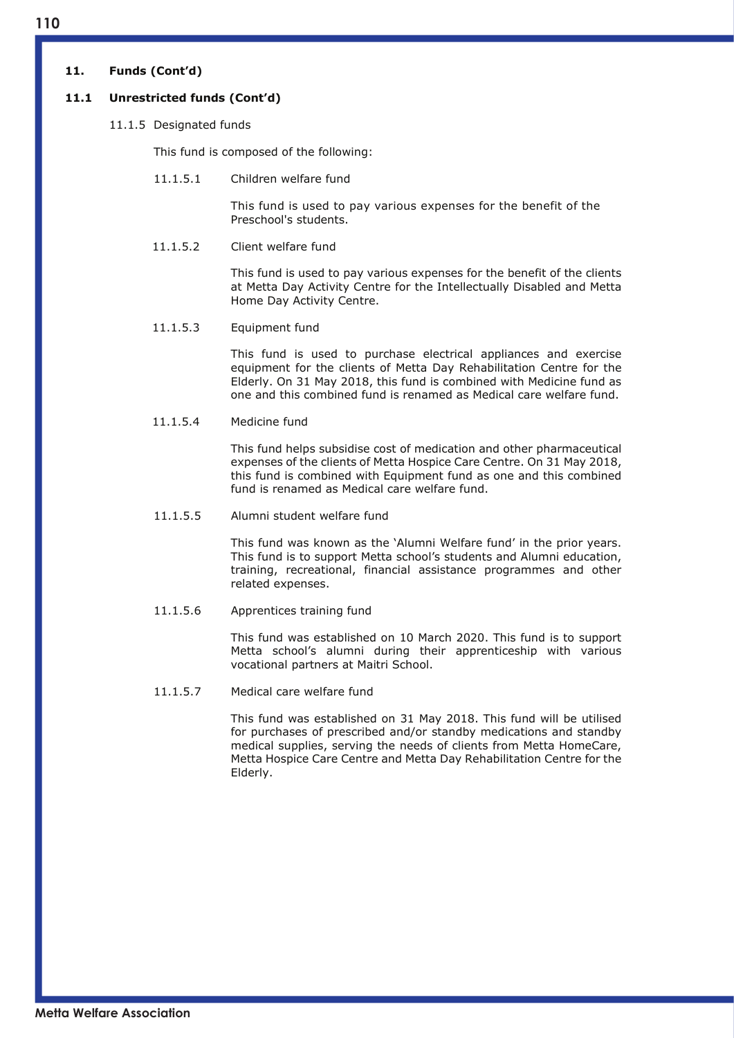## 11. Funds (Cont'd)

### 11.1 Unrestricted funds (Cont'd)

#### 11.1.5 Designated funds

This fund is composed of the following:

**11.1.5.1 Children welfare fund**

This fund is used to pay various expenses for the benefit of the Preschool's students.

**11.1.5.2 Client welfare fund**

This fund is used to pay various expenses for the benefit of the clients at Metta Day Activity Centre for the Intellectually Disabled and Metta Home Day Activity Centre.

**11.1.5.3 Equipment fund**

This fund is used to purchase electrical appliances and exercise equipment for the clients of Metta Day Rehabilitation Centre for the Elderly. On 31 May 2018, this fund is combined with Medicine fund as one and this combined fund is renamed as Medical care welfare fund.

**11.1.5.4 Medicine fund**

This fund helps subsidise cost of medication and other pharmaceutical expenses of the clients of Metta Hospice Care Centre. On 31 May 2018, this fund is combined with Equipment fund as one and this combined fund is renamed as Medical care welfare fund.

**11.1.5.5 Alumni student welfare fund**

This fund was known as the 'Alumni Welfare fund' in the prior years. This fund is to support Metta school's students and Alumni education, training, recreational, financial assistance programmes and other related expenses.

**11.1.5.6 Apprentices training fund**

This fund was established on 10 March 2020. This fund is to support Metta school's alumni during their apprenticeship with various vocational partners at Maitri School.

**11.1.5.7 Medical care welfare fund**

This fund was established on 31 May 2018. This fund will be utilised for purchases of prescribed and/or standby medications and standby medical supplies, serving the needs of clients from Metta HomeCare, Metta Hospice Care Centre and Metta Day Rehabilitation Centre for the Elderly.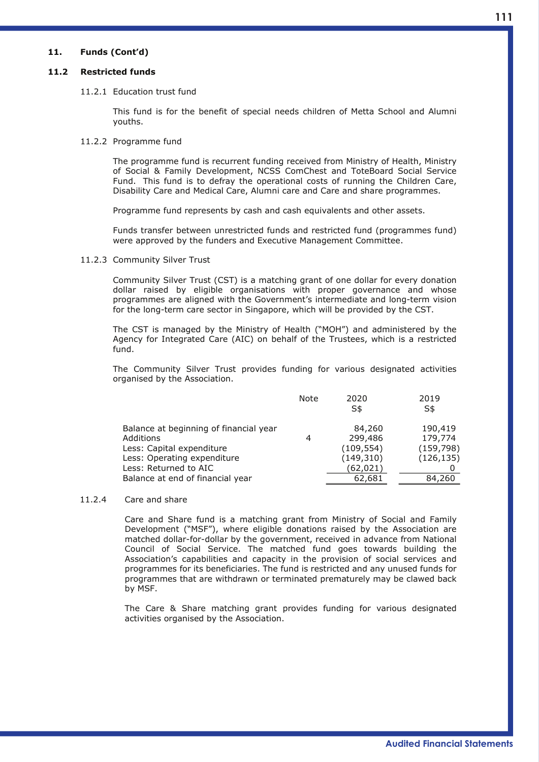## 11. Funds (Cont'd)

### 11.2 Restricted funds

11.2.1 Education trust fund

This fund is for the benefit of special needs children of Metta School and Alumni youths.

11.2.2 Programme fund

The programme fund is recurrent funding received from Ministry of Health, Ministry of Social & Family Development, NCSS ComChest and ToteBoard Social Service Fund. This fund is to defray the operational costs of running the Children Care, Disability Care and Medical Care, Alumni care and Care and share programmes.

Programme fund represents by cash and cash equivalents and other assets.

Funds transfer between unrestricted funds and restricted fund (programmes fund) were approved by the funders and Executive Management Committee.

11.2.3 Community Silver Trust

Community Silver Trust (CST) is a matching grant of one dollar for every donation dollar raised by eligible organisations with proper governance and whose programmes are aligned with the Government's intermediate and long-term vision for the long-term care sector in Singapore, which will be provided by the CST.

The CST is managed by the Ministry of Health ("MOH") and administered by the Agency for Integrated Care (AIC) on behalf of the Trustees, which is a restricted fund.

The Community Silver Trust provides funding for various designated activities organised by the Association.

| | Note | 2020 S$ | 2019 S$ |
|---|---|---|---|
| Balance at beginning of financial year | | 84,260 | 190,419 |
| Additions | 4 | 299,486 | 179,774 |
| Less: Capital expenditure | | (109,554) | (159,798) |
| Less: Operating expenditure | | (149,310) | (126,135) |
| Less: Returned to AIC | | (62,021) | 0 |
| Balance at end of financial year | | 62,681 | 84,260 |

11.2.4 Care and share

Care and Share fund is a matching grant from Ministry of Social and Family Development ("MSF"), where eligible donations raised by the Association are matched dollar-for-dollar by the government, received in advance from National Council of Social Service. The matched fund goes towards building the Association's capabilities and capacity in the provision of social services and programmes for its beneficiaries. The fund is restricted and any unused funds for programmes that are withdrawn or terminated prematurely may be clawed back by MSF.

The Care & Share matching grant provides funding for various designated activities organised by the Association.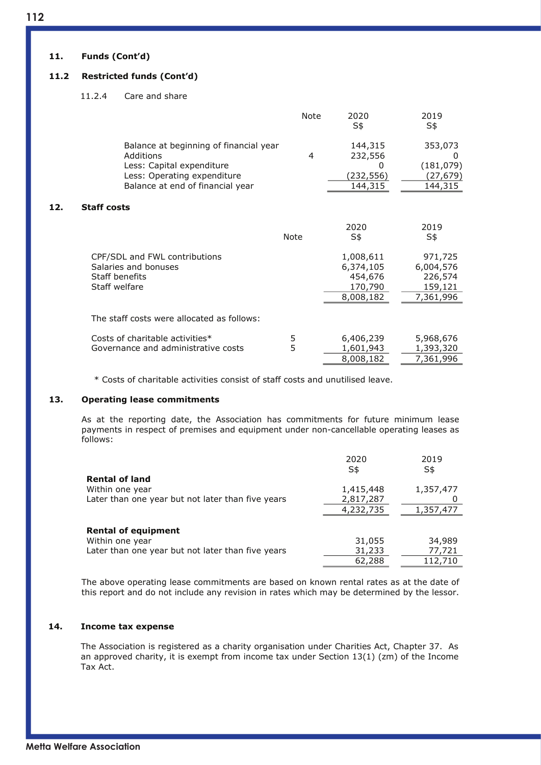## 11. Funds (Cont'd)

### 11.2 Restricted funds (Cont'd)

11.2.4 Care and share

| | Note | 2020 S$ | 2019 S$ |
|---|---|---|---|
| Balance at beginning of financial year | | 144,315 | 353,073 |
| Additions | 4 | 232,556 | 0 |
| Less: Capital expenditure | | 0 | (181,079) |
| Less: Operating expenditure | | (232,556) | (27,679) |
| Balance at end of financial year | | 144,315 | 144,315 |

## 12. Staff costs

| | Note | 2020 S$ | 2019 S$ |
|---|---|---|---|
| CPF/SDL and FWL contributions | | 1,008,611 | 971,725 |
| Salaries and bonuses | | 6,374,105 | 6,004,576 |
| Staff benefits | | 454,676 | 226,574 |
| Staff welfare | | 170,790 | 159,121 |
| | | 8,008,182 | 7,361,996 |

The staff costs were allocated as follows:

| | Note | 2020 S$ | 2019 S$ |
|---|---|---|---|
| Costs of charitable activities* | 5 | 6,406,239 | 5,968,676 |
| Governance and administrative costs | 5 | 1,601,943 | 1,393,320 |
| | | 8,008,182 | 7,361,996 |

* Costs of charitable activities consist of staff costs and unutilised leave.

## 13. Operating lease commitments

As at the reporting date, the Association has commitments for future minimum lease payments in respect of premises and equipment under non-cancellable operating leases as follows:

| | 2020 S$ | 2019 S$ |
|---|---|---|
| **Rental of land** | | |
| Within one year | 1,415,448 | 1,357,477 |
| Later than one year but not later than five years | 2,817,287 | 0 |
| | 4,232,735 | 1,357,477 |
| **Rental of equipment** | | |
| Within one year | 31,055 | 34,989 |
| Later than one year but not later than five years | 31,233 | 77,721 |
| | 62,288 | 112,710 |

The above operating lease commitments are based on known rental rates as at the date of this report and do not include any revision in rates which may be determined by the lessor.

## 14. Income tax expense

The Association is registered as a charity organisation under Charities Act, Chapter 37. As an approved charity, it is exempt from income tax under Section 13(1) (zm) of the Income Tax Act.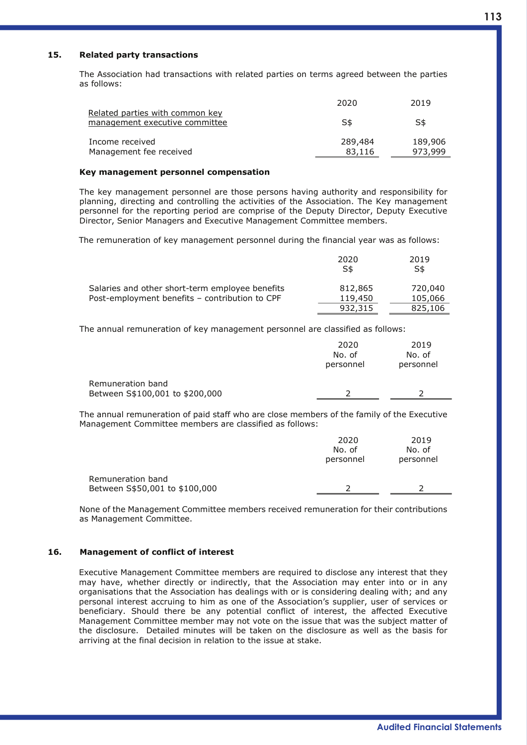## 15. Related party transactions

The Association had transactions with related parties on terms agreed between the parties as follows:

| Related parties with common key management executive committee | 2020 S$ | 2019 S$ |
|---|---|---|
| Income received | 289,484 | 189,906 |
| Management fee received | 83,116 | 973,999 |

### Key management personnel compensation

The key management personnel are those persons having authority and responsibility for planning, directing and controlling the activities of the Association. The Key management personnel for the reporting period are comprise of the Deputy Director, Deputy Executive Director, Senior Managers and Executive Management Committee members.

The remuneration of key management personnel during the financial year was as follows:

| | 2020 S$ | 2019 S$ |
|---|---|---|
| Salaries and other short-term employee benefits | 812,865 | 720,040 |
| Post-employment benefits – contribution to CPF | 119,450 | 105,066 |
| | 932,315 | 825,106 |

The annual remuneration of key management personnel are classified as follows:

| | 2020 No. of personnel | 2019 No. of personnel |
|---|---|---|
| Remuneration band | | |
| Between S$100,001 to $200,000 | 2 | 2 |

The annual remuneration of paid staff who are close members of the family of the Executive Management Committee members are classified as follows:

| | 2020 No. of personnel | 2019 No. of personnel |
|---|---|---|
| Remuneration band | | |
| Between S$50,001 to $100,000 | 2 | 2 |

None of the Management Committee members received remuneration for their contributions as Management Committee.

## 16. Management of conflict of interest

Executive Management Committee members are required to disclose any interest that they may have, whether directly or indirectly, that the Association may enter into or in any organisations that the Association has dealings with or is considering dealing with; and any personal interest accruing to him as one of the Association's supplier, user of services or beneficiary. Should there be any potential conflict of interest, the affected Executive Management Committee member may not vote on the issue that was the subject matter of the disclosure. Detailed minutes will be taken on the disclosure as well as the basis for arriving at the final decision in relation to the issue at stake.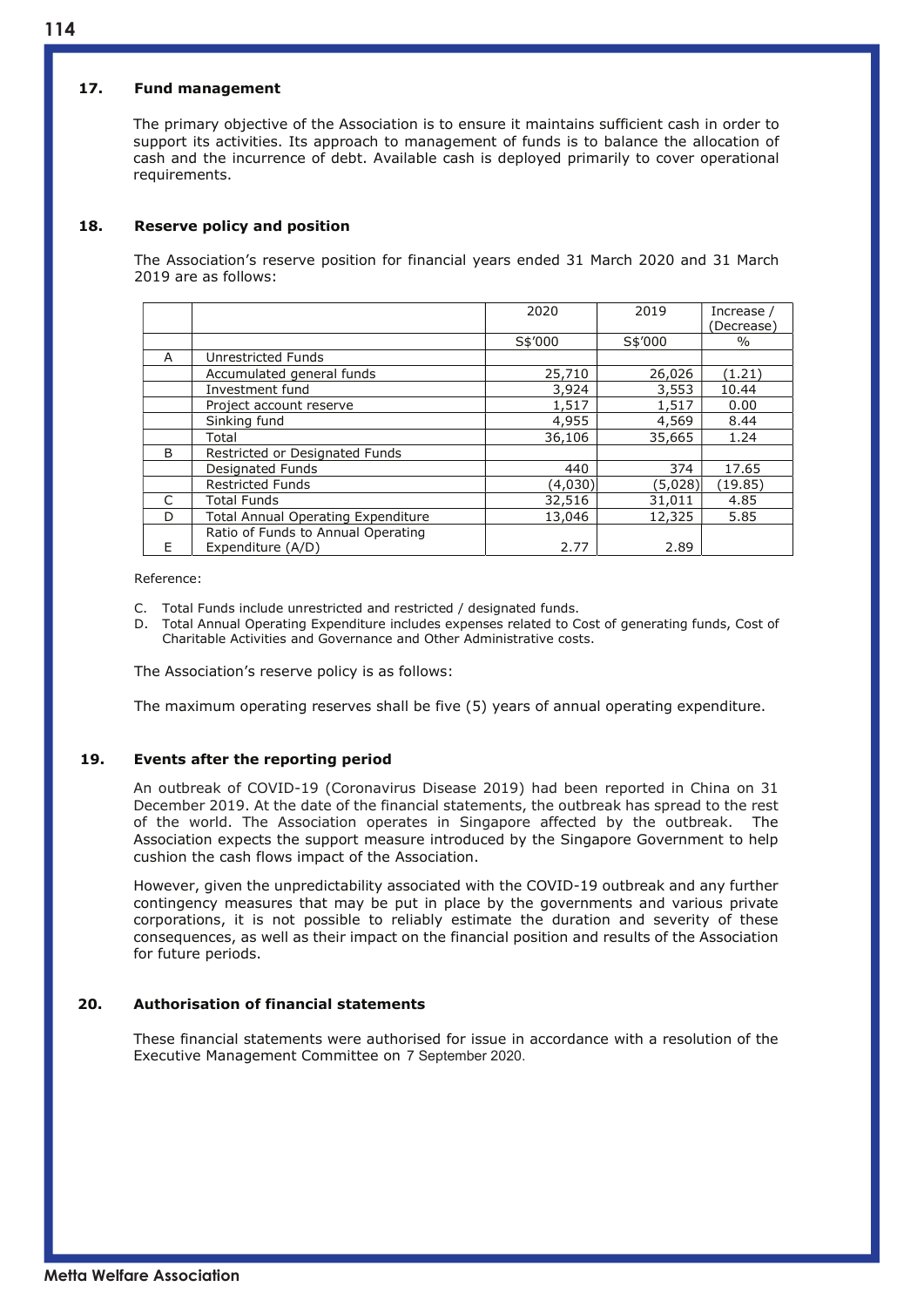## 17. Fund management

The primary objective of the Association is to ensure it maintains sufficient cash in order to support its activities. Its approach to management of funds is to balance the allocation of cash and the incurrence of debt. Available cash is deployed primarily to cover operational requirements.

## 18. Reserve policy and position

The Association's reserve position for financial years ended 31 March 2020 and 31 March 2019 are as follows:

| | | 2020 | 2019 | Increase / (Decrease) |
|---|---|---|---|---|
| | | S$'000 | S$'000 | % |
| A | Unrestricted Funds | | | |
| | Accumulated general funds | 25,710 | 26,026 | (1.21) |
| | Investment fund | 3,924 | 3,553 | 10.44 |
| | Project account reserve | 1,517 | 1,517 | 0.00 |
| | Sinking fund | 4,955 | 4,569 | 8.44 |
| | Total | 36,106 | 35,665 | 1.24 |
| B | Restricted or Designated Funds | | | |
| | Designated Funds | 440 | 374 | 17.65 |
| | Restricted Funds | (4,030) | (5,028) | (19.85) |
| C | Total Funds | 32,516 | 31,011 | 4.85 |
| D | Total Annual Operating Expenditure | 13,046 | 12,325 | 5.85 |
| E | Ratio of Funds to Annual Operating Expenditure (A/D) | 2.77 | 2.89 | |

Reference:

C. Total Funds include unrestricted and restricted / designated funds.
D. Total Annual Operating Expenditure includes expenses related to Cost of generating funds, Cost of Charitable Activities and Governance and Other Administrative costs.

The Association's reserve policy is as follows:

The maximum operating reserves shall be five (5) years of annual operating expenditure.

## 19. Events after the reporting period

An outbreak of COVID-19 (Coronavirus Disease 2019) had been reported in China on 31 December 2019. At the date of the financial statements, the outbreak has spread to the rest of the world. The Association operates in Singapore affected by the outbreak. The Association expects the support measure introduced by the Singapore Government to help cushion the cash flows impact of the Association.

However, given the unpredictability associated with the COVID-19 outbreak and any further contingency measures that may be put in place by the governments and various private corporations, it is not possible to reliably estimate the duration and severity of these consequences, as well as their impact on the financial position and results of the Association for future periods.

## 20. Authorisation of financial statements

These financial statements were authorised for issue in accordance with a resolution of the Executive Management Committee on 7 September 2020.